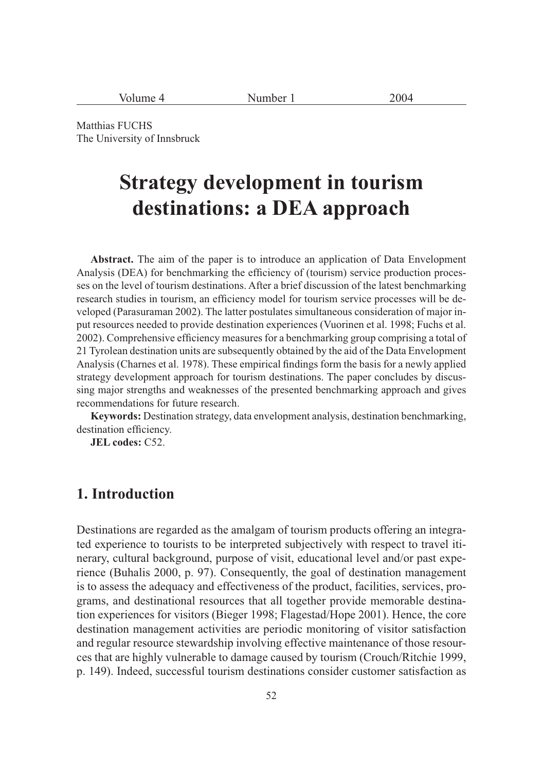Matthias FUCHS
The University of Innsbruck

# Strategy development in tourism destinations: a DEA approach

**Abstract.** The aim of the paper is to introduce an application of Data Envelopment Analysis (DEA) for benchmarking the efficiency of (tourism) service production processes on the level of tourism destinations. After a brief discussion of the latest benchmarking research studies in tourism, an efficiency model for tourism service processes will be developed (Parasuraman 2002). The latter postulates simultaneous consideration of major input resources needed to provide destination experiences (Vuorinen et al. 1998; Fuchs et al. 2002). Comprehensive efficiency measures for a benchmarking group comprising a total of 21 Tyrolean destination units are subsequently obtained by the aid of the Data Envelopment Analysis (Charnes et al. 1978). These empirical findings form the basis for a newly applied strategy development approach for tourism destinations. The paper concludes by discussing major strengths and weaknesses of the presented benchmarking approach and gives recommendations for future research.

**Keywords:** Destination strategy, data envelopment analysis, destination benchmarking, destination efficiency.

**JEL codes:** C52.

## 1. Introduction

Destinations are regarded as the amalgam of tourism products offering an integrated experience to tourists to be interpreted subjectively with respect to travel itinerary, cultural background, purpose of visit, educational level and/or past experience (Buhalis 2000, p. 97). Consequently, the goal of destination management is to assess the adequacy and effectiveness of the product, facilities, services, programs, and destinational resources that all together provide memorable destination experiences for visitors (Bieger 1998; Flagestad/Hope 2001). Hence, the core destination management activities are periodic monitoring of visitor satisfaction and regular resource stewardship involving effective maintenance of those resources that are highly vulnerable to damage caused by tourism (Crouch/Ritchie 1999, p. 149). Indeed, successful tourism destinations consider customer satisfaction as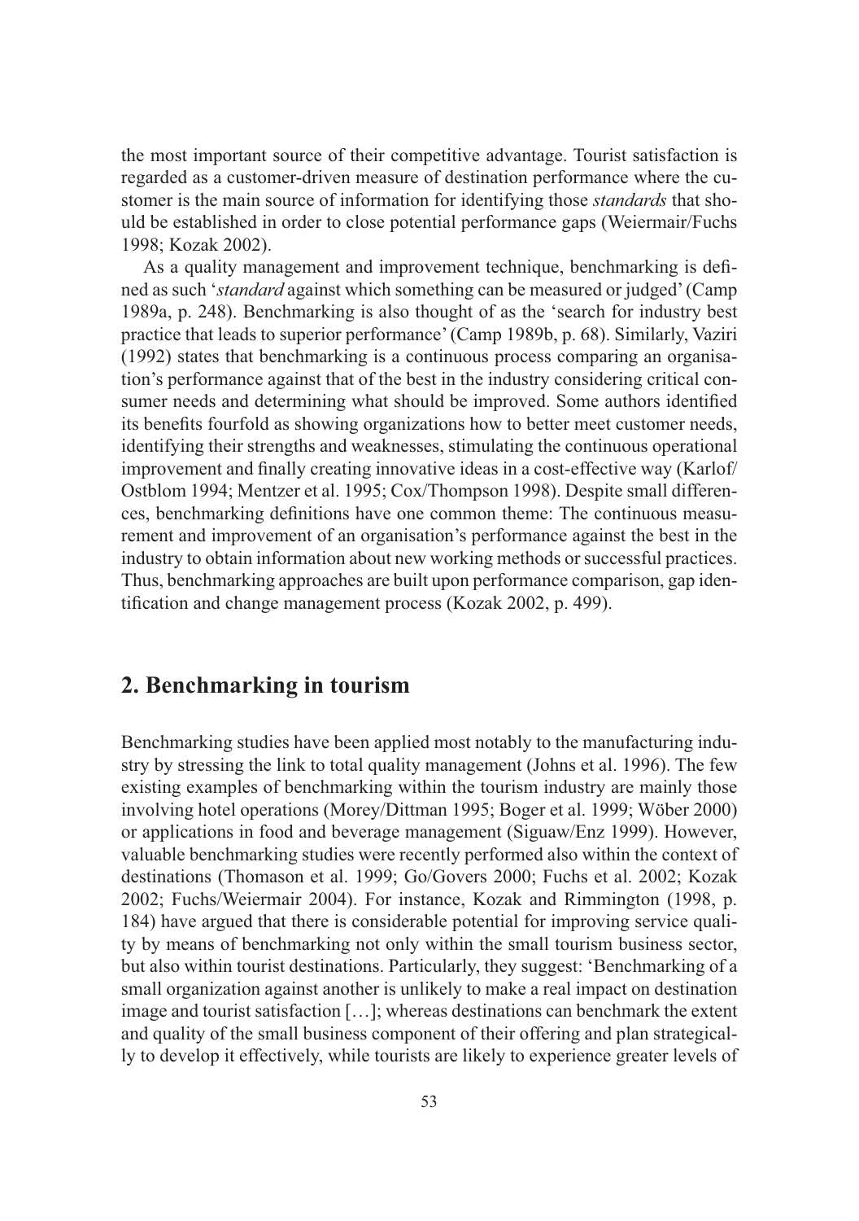the most important source of their competitive advantage. Tourist satisfaction is regarded as a customer-driven measure of destination performance where the customer is the main source of information for identifying those *standards* that should be established in order to close potential performance gaps (Weiermair/Fuchs 1998; Kozak 2002).

As a quality management and improvement technique, benchmarking is defined as such '*standard* against which something can be measured or judged' (Camp 1989a, p. 248). Benchmarking is also thought of as the 'search for industry best practice that leads to superior performance' (Camp 1989b, p. 68). Similarly, Vaziri (1992) states that benchmarking is a continuous process comparing an organisation's performance against that of the best in the industry considering critical consumer needs and determining what should be improved. Some authors identified its benefits fourfold as showing organizations how to better meet customer needs, identifying their strengths and weaknesses, stimulating the continuous operational improvement and finally creating innovative ideas in a cost-effective way (Karlof/Ostblom 1994; Mentzer et al. 1995; Cox/Thompson 1998). Despite small differences, benchmarking definitions have one common theme: The continuous measurement and improvement of an organisation's performance against the best in the industry to obtain information about new working methods or successful practices. Thus, benchmarking approaches are built upon performance comparison, gap identification and change management process (Kozak 2002, p. 499).

## 2. Benchmarking in tourism

Benchmarking studies have been applied most notably to the manufacturing industry by stressing the link to total quality management (Johns et al. 1996). The few existing examples of benchmarking within the tourism industry are mainly those involving hotel operations (Morey/Dittman 1995; Boger et al. 1999; Wöber 2000) or applications in food and beverage management (Siguaw/Enz 1999). However, valuable benchmarking studies were recently performed also within the context of destinations (Thomason et al. 1999; Go/Govers 2000; Fuchs et al. 2002; Kozak 2002; Fuchs/Weiermair 2004). For instance, Kozak and Rimmington (1998, p. 184) have argued that there is considerable potential for improving service quality by means of benchmarking not only within the small tourism business sector, but also within tourist destinations. Particularly, they suggest: 'Benchmarking of a small organization against another is unlikely to make a real impact on destination image and tourist satisfaction […]; whereas destinations can benchmark the extent and quality of the small business component of their offering and plan strategically to develop it effectively, while tourists are likely to experience greater levels of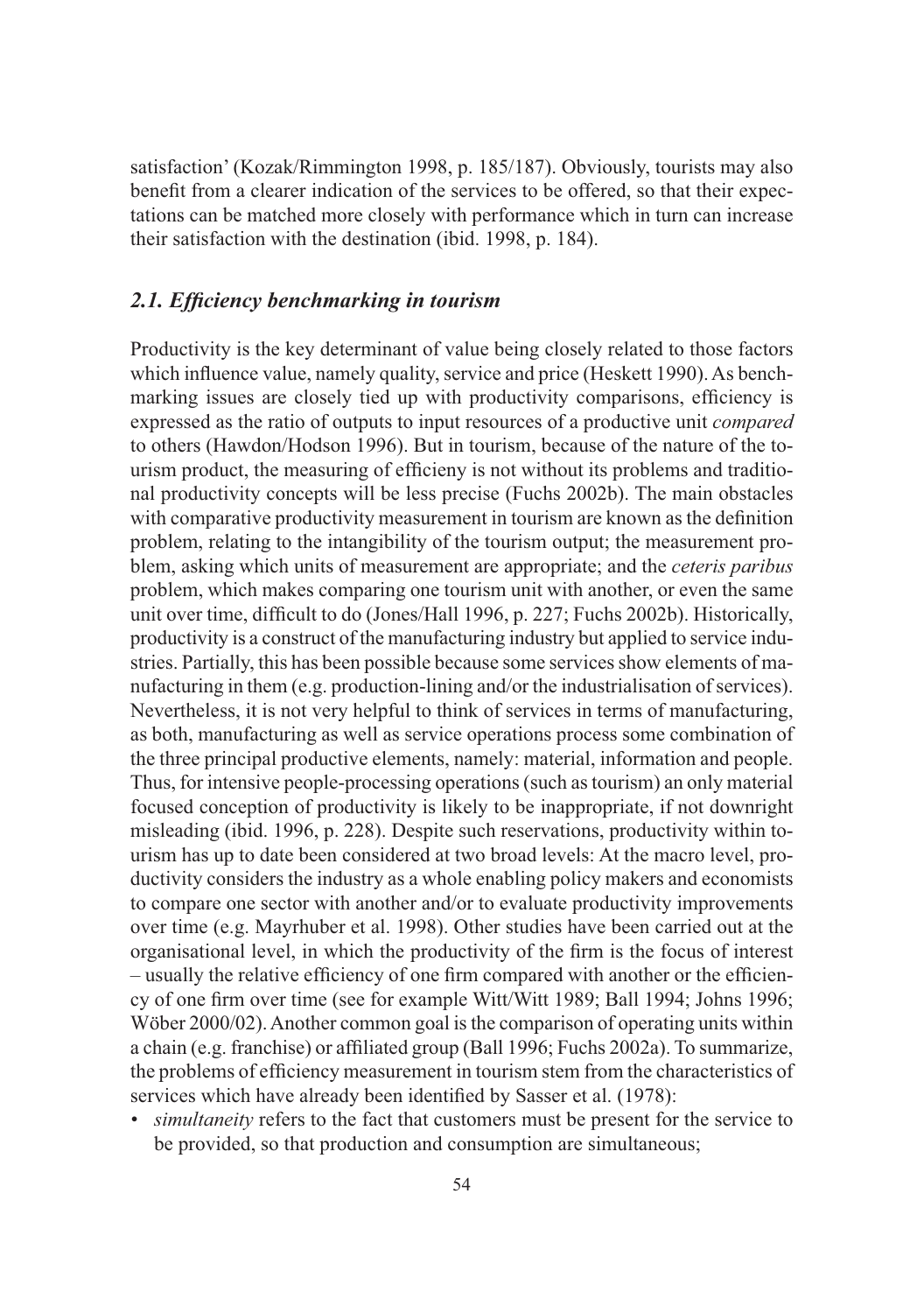satisfaction' (Kozak/Rimmington 1998, p. 185/187). Obviously, tourists may also benefit from a clearer indication of the services to be offered, so that their expectations can be matched more closely with performance which in turn can increase their satisfaction with the destination (ibid. 1998, p. 184).

## *2.1. Efficiency benchmarking in tourism*

Productivity is the key determinant of value being closely related to those factors which influence value, namely quality, service and price (Heskett 1990). As benchmarking issues are closely tied up with productivity comparisons, efficiency is expressed as the ratio of outputs to input resources of a productive unit *compared* to others (Hawdon/Hodson 1996). But in tourism, because of the nature of the tourism product, the measuring of efficieny is not without its problems and traditional productivity concepts will be less precise (Fuchs 2002b). The main obstacles with comparative productivity measurement in tourism are known as the definition problem, relating to the intangibility of the tourism output; the measurement problem, asking which units of measurement are appropriate; and the *ceteris paribus* problem, which makes comparing one tourism unit with another, or even the same unit over time, difficult to do (Jones/Hall 1996, p. 227; Fuchs 2002b). Historically, productivity is a construct of the manufacturing industry but applied to service industries. Partially, this has been possible because some services show elements of manufacturing in them (e.g. production-lining and/or the industrialisation of services). Nevertheless, it is not very helpful to think of services in terms of manufacturing, as both, manufacturing as well as service operations process some combination of the three principal productive elements, namely: material, information and people. Thus, for intensive people-processing operations (such as tourism) an only material focused conception of productivity is likely to be inappropriate, if not downright misleading (ibid. 1996, p. 228). Despite such reservations, productivity within tourism has up to date been considered at two broad levels: At the macro level, productivity considers the industry as a whole enabling policy makers and economists to compare one sector with another and/or to evaluate productivity improvements over time (e.g. Mayrhuber et al. 1998). Other studies have been carried out at the organisational level, in which the productivity of the firm is the focus of interest – usually the relative efficiency of one firm compared with another or the efficiency of one firm over time (see for example Witt/Witt 1989; Ball 1994; Johns 1996; Wöber 2000/02). Another common goal is the comparison of operating units within a chain (e.g. franchise) or affiliated group (Ball 1996; Fuchs 2002a). To summarize, the problems of efficiency measurement in tourism stem from the characteristics of services which have already been identified by Sasser et al. (1978):

- *simultaneity* refers to the fact that customers must be present for the service to be provided, so that production and consumption are simultaneous;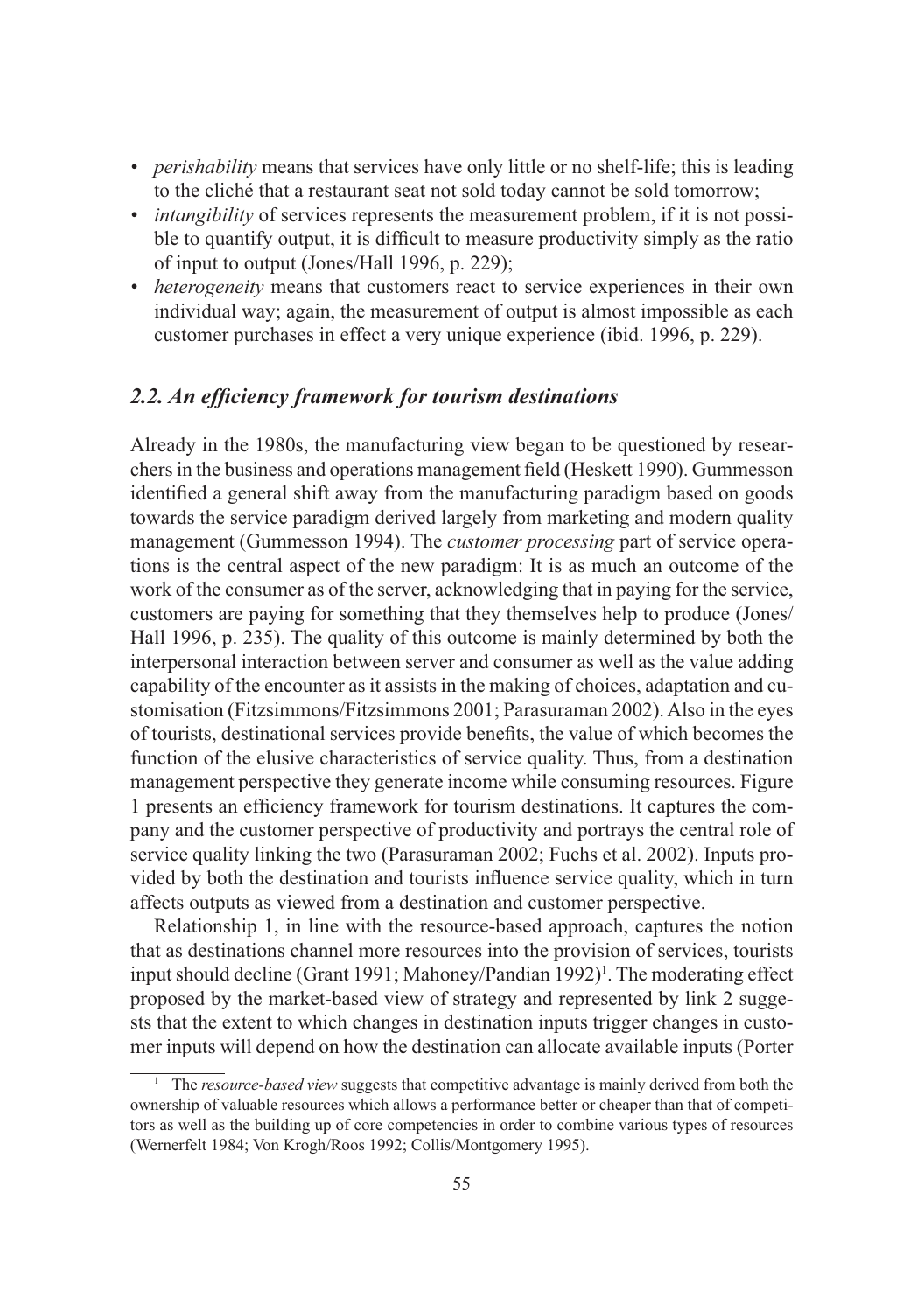- *perishability* means that services have only little or no shelf-life; this is leading to the cliché that a restaurant seat not sold today cannot be sold tomorrow;
- *intangibility* of services represents the measurement problem, if it is not possible to quantify output, it is difficult to measure productivity simply as the ratio of input to output (Jones/Hall 1996, p. 229);
- *heterogeneity* means that customers react to service experiences in their own individual way; again, the measurement of output is almost impossible as each customer purchases in effect a very unique experience (ibid. 1996, p. 229).

### *2.2. An efficiency framework for tourism destinations*

Already in the 1980s, the manufacturing view began to be questioned by researchers in the business and operations management field (Heskett 1990). Gummesson identified a general shift away from the manufacturing paradigm based on goods towards the service paradigm derived largely from marketing and modern quality management (Gummesson 1994). The *customer processing* part of service operations is the central aspect of the new paradigm: It is as much an outcome of the work of the consumer as of the server, acknowledging that in paying for the service, customers are paying for something that they themselves help to produce (Jones/Hall 1996, p. 235). The quality of this outcome is mainly determined by both the interpersonal interaction between server and consumer as well as the value adding capability of the encounter as it assists in the making of choices, adaptation and customisation (Fitzsimmons/Fitzsimmons 2001; Parasuraman 2002). Also in the eyes of tourists, destinational services provide benefits, the value of which becomes the function of the elusive characteristics of service quality. Thus, from a destination management perspective they generate income while consuming resources. Figure 1 presents an efficiency framework for tourism destinations. It captures the company and the customer perspective of productivity and portrays the central role of service quality linking the two (Parasuraman 2002; Fuchs et al. 2002). Inputs provided by both the destination and tourists influence service quality, which in turn affects outputs as viewed from a destination and customer perspective.

Relationship 1, in line with the resource-based approach, captures the notion that as destinations channel more resources into the provision of services, tourists input should decline (Grant 1991; Mahoney/Pandian 1992)[1]. The moderating effect proposed by the market-based view of strategy and represented by link 2 suggests that the extent to which changes in destination inputs trigger changes in customer inputs will depend on how the destination can allocate available inputs (Porter

[1] The *resource-based view* suggests that competitive advantage is mainly derived from both the ownership of valuable resources which allows a performance better or cheaper than that of competitors as well as the building up of core competencies in order to combine various types of resources (Wernerfelt 1984; Von Krogh/Roos 1992; Collis/Montgomery 1995).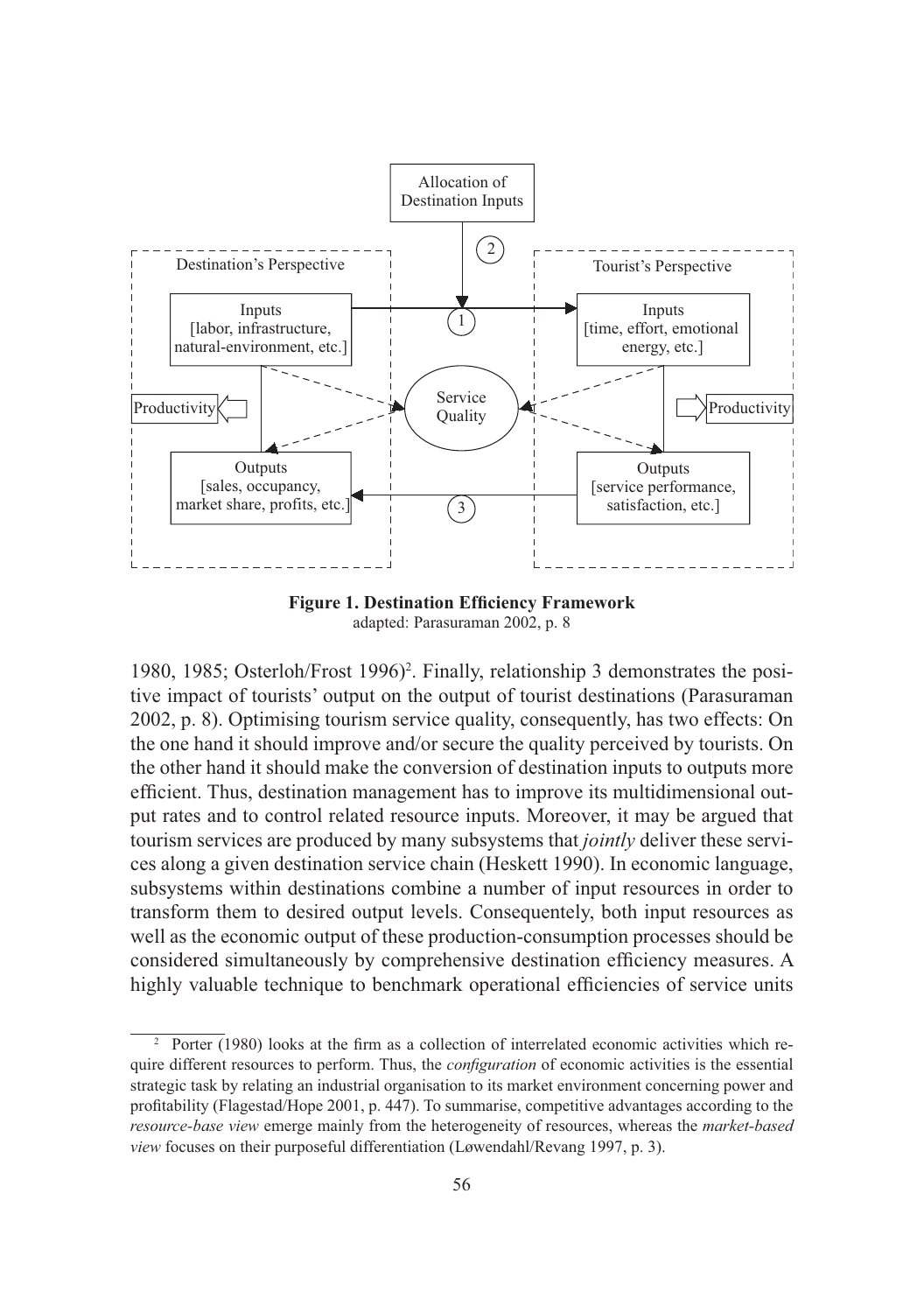**Figure 1. Destination Efficiency Framework**
adapted: Parasuraman 2002, p. 8

1980, 1985; Osterloh/Frost 1996)[2]. Finally, relationship 3 demonstrates the positive impact of tourists' output on the output of tourist destinations (Parasuraman 2002, p. 8). Optimising tourism service quality, consequently, has two effects: On the one hand it should improve and/or secure the quality perceived by tourists. On the other hand it should make the conversion of destination inputs to outputs more efficient. Thus, destination management has to improve its multidimensional output rates and to control related resource inputs. Moreover, it may be argued that tourism services are produced by many subsystems that *jointly* deliver these services along a given destination service chain (Heskett 1990). In economic language, subsystems within destinations combine a number of input resources in order to transform them to desired output levels. Consequently, both input resources as well as the economic output of these production-consumption processes should be considered simultaneously by comprehensive destination efficiency measures. A highly valuable technique to benchmark operational efficiencies of service units

[2] Porter (1980) looks at the firm as a collection of interrelated economic activities which require different resources to perform. Thus, the *configuration* of economic activities is the essential strategic task by relating an industrial organisation to its market environment concerning power and profitability (Flagestad/Hope 2001, p. 447). To summarise, competitive advantages according to the *resource-base view* emerge mainly from the heterogeneity of resources, whereas the *market-based view* focuses on their purposeful differentiation (Løwendahl/Revang 1997, p. 3).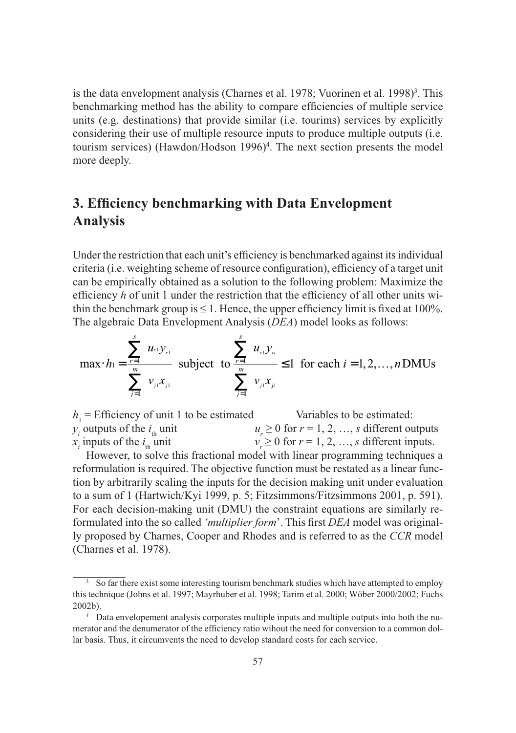is the data envelopment analysis (Charnes et al. 1978; Vuorinen et al. 1998)[3]. This benchmarking method has the ability to compare efficiencies of multiple service units (e.g. destinations) that provide similar (i.e. tourims) services by explicitly considering their use of multiple resource inputs to produce multiple outputs (i.e. tourism services) (Hawdon/Hodson 1996)[4]. The next section presents the model more deeply.

## 3. Efficiency benchmarking with Data Envelopment Analysis

Under the restriction that each unit's efficiency is benchmarked against its individual criteria (i.e. weighting scheme of resource configuration), efficiency of a target unit can be empirically obtained as a solution to the following problem: Maximize the efficiency *h* of unit 1 under the restriction that the efficiency of all other units within the benchmark group is ≤ 1. Hence, the upper efficiency limit is fixed at 100%. The algebraic Data Envelopment Analysis (*DEA*) model looks as follows:

$$\max \cdot h_1 = \frac{\sum_{r=1}^{s} u_{r1} y_{r1}}{\sum_{j=1}^{m} v_{j1} x_{j1}} \text{ subject to } \frac{\sum_{r=1}^{s} u_{r1} y_{ri}}{\sum_{j=1}^{m} v_{j1} x_{ji}} \leq 1 \text{ for each } i = 1, 2, \ldots, n \text{ DMUs}$$

$h_1$ = Efficiency of unit 1 to be estimated
$y_i$ outputs of the $i_{th}$ unit
$x_i$ inputs of the $i_{th}$ unit

Variables to be estimated:
$u_r \geq 0$ for $r = 1, 2, \ldots, s$ different outputs
$v_r \geq 0$ for $r = 1, 2, \ldots, s$ different inputs.

However, to solve this fractional model with linear programming techniques a reformulation is required. The objective function must be restated as a linear function by arbitrarily scaling the inputs for the decision making unit under evaluation to a sum of 1 (Hartwich/Kyi 1999, p. 5; Fitzsimmons/Fitzsimmons 2001, p. 591). For each decision-making unit (DMU) the constraint equations are similarly reformulated into the so called *'multiplier form*'. This first *DEA* model was originally proposed by Charnes, Cooper and Rhodes and is referred to as the *CCR* model (Charnes et al. 1978).

[3] So far there exist some interesting tourism benchmark studies which have attempted to employ this technique (Johns et al. 1997; Mayrhuber et al. 1998; Tarim et al. 2000; Wöber 2000/2002; Fuchs 2002b).

[4] Data envelopement analysis corporates multiple inputs and multiple outputs into both the numerator and the denumerator of the efficiency ratio wihout the need for conversion to a common dollar basis. Thus, it circumvents the need to develop standard costs for each service.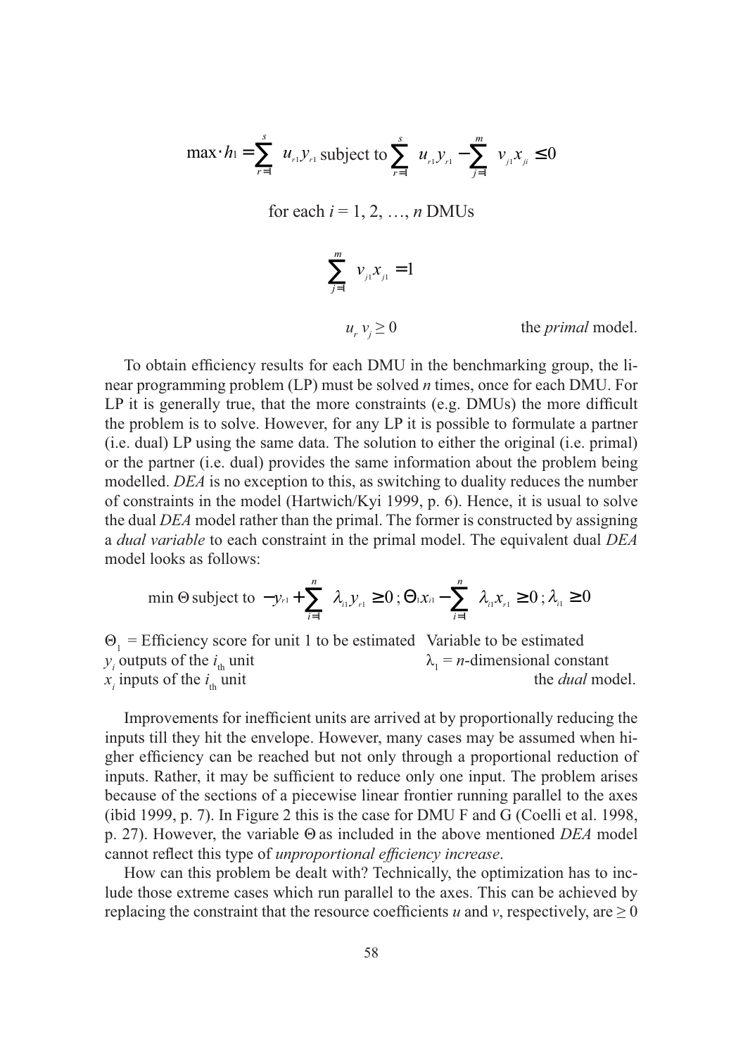$$\max \cdot h_1 = \sum_{r=1}^{s} u_{r1} y_{r1} \text{ subject to } \sum_{r=1}^{s} u_{r1} y_{r1} - \sum_{j=1}^{m} v_{j1} x_{ji} \leq 0$$

for each $i = 1, 2, \ldots, n$ DMUs

$$\sum_{j=1}^{m} v_{j1} x_{j1} = 1$$

$u_r\ v_j \geq 0$ the *primal* model.

To obtain efficiency results for each DMU in the benchmarking group, the linear programming problem (LP) must be solved $n$ times, once for each DMU. For LP it is generally true, that the more constraints (e.g. DMUs) the more difficult the problem is to solve. However, for any LP it is possible to formulate a partner (i.e. dual) LP using the same data. The solution to either the original (i.e. primal) or the partner (i.e. dual) provides the same information about the problem being modelled. *DEA* is no exception to this, as switching to duality reduces the number of constraints in the model (Hartwich/Kyi 1999, p. 6). Hence, it is usual to solve the dual *DEA* model rather than the primal. The former is constructed by assigning a *dual variable* to each constraint in the primal model. The equivalent dual *DEA* model looks as follows:

$$\min \Theta \text{ subject to } -y_{r1} + \sum_{i=1}^{n} \lambda_{i1} y_{r1} \geq 0 \,;\, \Theta_1 x_{i1} - \sum_{i=1}^{n} \lambda_{i1} x_{r1} \geq 0 \,;\, \lambda_{i1} \geq 0$$

$\Theta_1$ = Efficiency score for unit 1 to be estimated  Variable to be estimated
$y_i$ outputs of the $i_{\text{th}}$ unit  $\lambda_1$ = $n$-dimensional constant
$x_i$ inputs of the $i_{\text{th}}$ unit  the *dual* model.

Improvements for inefficient units are arrived at by proportionally reducing the inputs till they hit the envelope. However, many cases may be assumed when higher efficiency can be reached but not only through a proportional reduction of inputs. Rather, it may be sufficient to reduce only one input. The problem arises because of the sections of a piecewise linear frontier running parallel to the axes (ibid 1999, p. 7). In Figure 2 this is the case for DMU F and G (Coelli et al. 1998, p. 27). However, the variable $\Theta$ as included in the above mentioned *DEA* model cannot reflect this type of *unproportional efficiency increase*.

How can this problem be dealt with? Technically, the optimization has to include those extreme cases which run parallel to the axes. This can be achieved by replacing the constraint that the resource coefficients $u$ and $v$, respectively, are $\geq 0$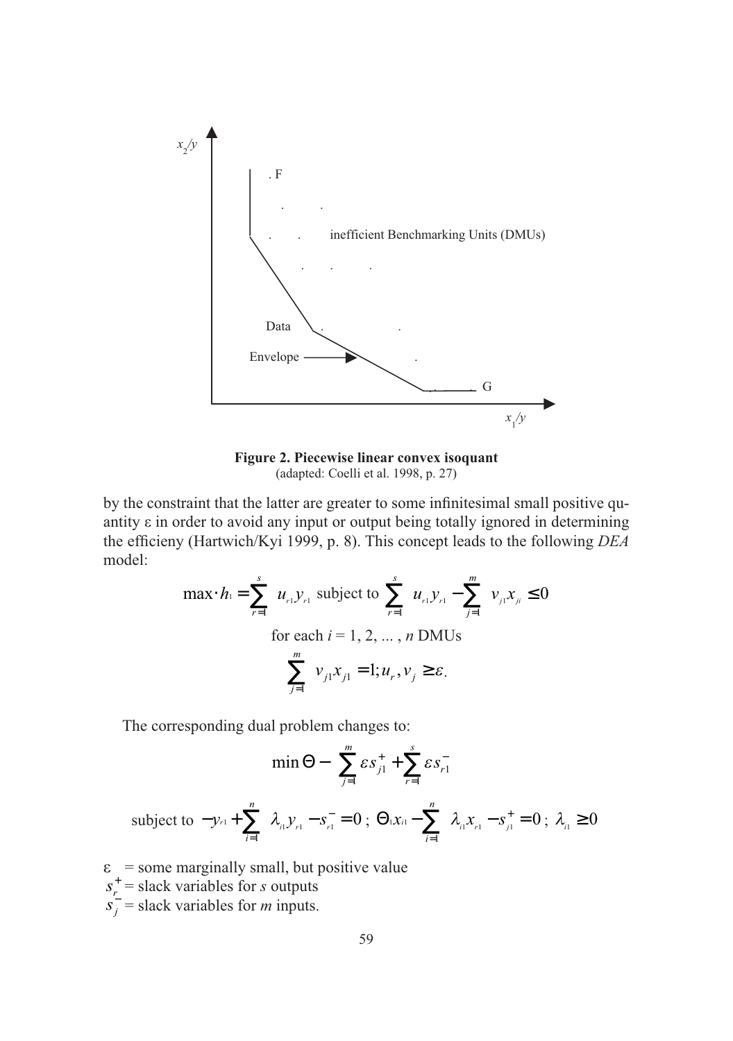**Figure 2. Piecewise linear convex isoquant**
(adapted: Coelli et al. 1998, p. 27)

by the constraint that the latter are greater to some infinitesimal small positive quantity ε in order to avoid any input or output being totally ignored in determining the efficieny (Hartwich/Kyi 1999, p. 8). This concept leads to the following *DEA* model:

$$\max \cdot h_1 = \sum_{r=1}^{s} u_{r1} y_{r1} \text{ subject to } \sum_{r=1}^{s} u_{r1} y_{r1} - \sum_{j=1}^{m} v_{j1} x_{ji} \leq 0$$

for each $i = 1, 2, \ldots, n$ DMUs

$$\sum_{j=1}^{m} v_{j1} x_{j1} = 1; u_r, v_j \geq \varepsilon.$$

The corresponding dual problem changes to:

$$\min \Theta - \sum_{j=1}^{m} \varepsilon s_{j1}^{+} + \sum_{r=1}^{s} \varepsilon s_{r1}^{-}$$

$$\text{subject to } -y_{r1} + \sum_{i=1}^{n} \lambda_{i1} y_{r1} - s_{r1}^{-} = 0 \text{ ; } \Theta_1 x_{i1} - \sum_{i=1}^{n} \lambda_{i1} x_{r1} - s_{j1}^{+} = 0 \text{ ; } \lambda_{i1} \geq 0$$

$\varepsilon$ = some marginally small, but positive value
$s_r^{+}$ = slack variables for $s$ outputs
$s_j^{-}$ = slack variables for $m$ inputs.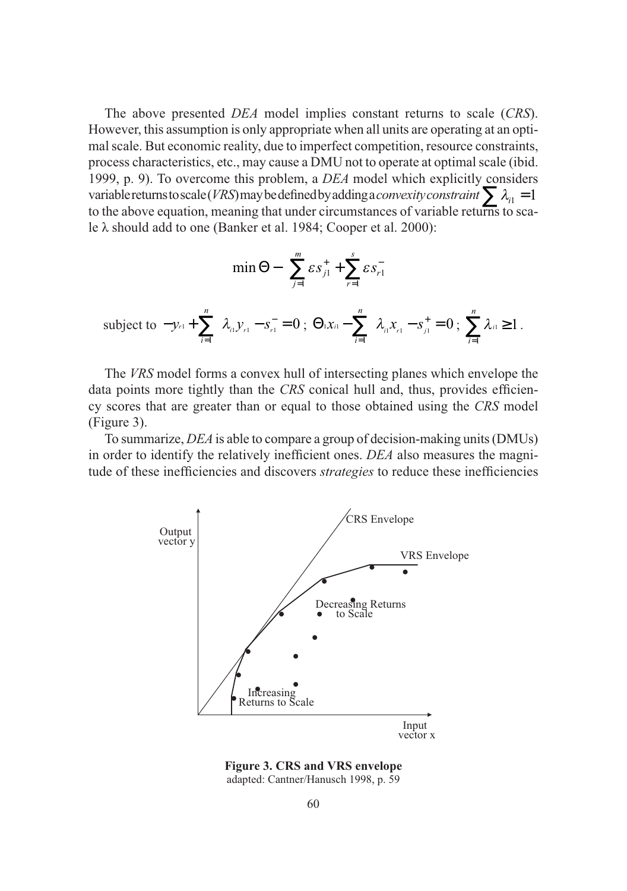The above presented *DEA* model implies constant returns to scale (*CRS*). However, this assumption is only appropriate when all units are operating at an optimal scale. But economic reality, due to imperfect competition, resource constraints, process characteristics, etc., may cause a DMU not to operate at optimal scale (ibid. 1999, p. 9). To overcome this problem, a *DEA* model which explicitly considers variable returns to scale (*VRS*) may be defined by adding a *convexity constraint* $\sum \lambda_{i1} = 1$ to the above equation, meaning that under circumstances of variable returns to scale λ should add to one (Banker et al. 1984; Cooper et al. 2000):

$$\min \Theta - \sum_{j=1}^{m} \varepsilon s_{j1}^{+} + \sum_{r=1}^{s} \varepsilon s_{r1}^{-}$$

$$\text{subject to } -y_{r1} + \sum_{i=1}^{n} \lambda_{i1} y_{r1} - s_{r1}^{-} = 0 \,;\; \Theta_1 x_{i1} - \sum_{i=1}^{n} \lambda_{i1} x_{r1} - s_{j1}^{+} = 0 \,;\; \sum_{i=1}^{n} \lambda_{i1} \geq 1 \,.$$

The *VRS* model forms a convex hull of intersecting planes which envelope the data points more tightly than the *CRS* conical hull and, thus, provides efficiency scores that are greater than or equal to those obtained using the *CRS* model (Figure 3).

To summarize, *DEA* is able to compare a group of decision-making units (DMUs) in order to identify the relatively inefficient ones. *DEA* also measures the magnitude of these inefficiencies and discovers *strategies* to reduce these inefficiencies

**Figure 3. CRS and VRS envelope**
adapted: Cantner/Hanusch 1998, p. 59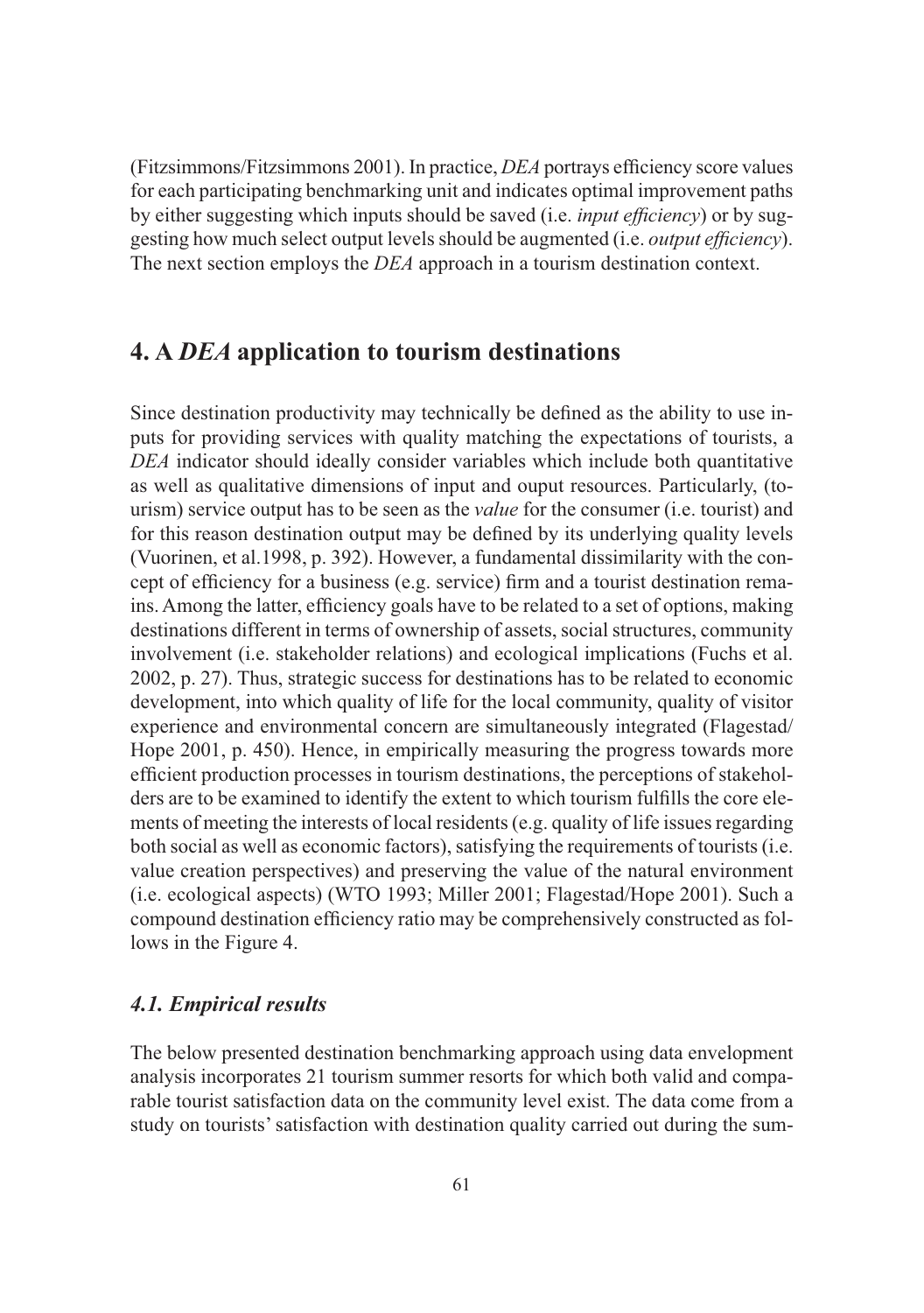(Fitzsimmons/Fitzsimmons 2001). In practice, *DEA* portrays efficiency score values for each participating benchmarking unit and indicates optimal improvement paths by either suggesting which inputs should be saved (i.e. *input efficiency*) or by suggesting how much select output levels should be augmented (i.e. *output efficiency*). The next section employs the *DEA* approach in a tourism destination context.

## 4. A *DEA* application to tourism destinations

Since destination productivity may technically be defined as the ability to use inputs for providing services with quality matching the expectations of tourists, a *DEA* indicator should ideally consider variables which include both quantitative as well as qualitative dimensions of input and ouput resources. Particularly, (tourism) service output has to be seen as the *value* for the consumer (i.e. tourist) and for this reason destination output may be defined by its underlying quality levels (Vuorinen, et al.1998, p. 392). However, a fundamental dissimilarity with the concept of efficiency for a business (e.g. service) firm and a tourist destination remains. Among the latter, efficiency goals have to be related to a set of options, making destinations different in terms of ownership of assets, social structures, community involvement (i.e. stakeholder relations) and ecological implications (Fuchs et al. 2002, p. 27). Thus, strategic success for destinations has to be related to economic development, into which quality of life for the local community, quality of visitor experience and environmental concern are simultaneously integrated (Flagestad/Hope 2001, p. 450). Hence, in empirically measuring the progress towards more efficient production processes in tourism destinations, the perceptions of stakeholders are to be examined to identify the extent to which tourism fulfills the core elements of meeting the interests of local residents (e.g. quality of life issues regarding both social as well as economic factors), satisfying the requirements of tourists (i.e. value creation perspectives) and preserving the value of the natural environment (i.e. ecological aspects) (WTO 1993; Miller 2001; Flagestad/Hope 2001). Such a compound destination efficiency ratio may be comprehensively constructed as follows in the Figure 4.

### *4.1. Empirical results*

The below presented destination benchmarking approach using data envelopment analysis incorporates 21 tourism summer resorts for which both valid and comparable tourist satisfaction data on the community level exist. The data come from a study on tourists' satisfaction with destination quality carried out during the sum-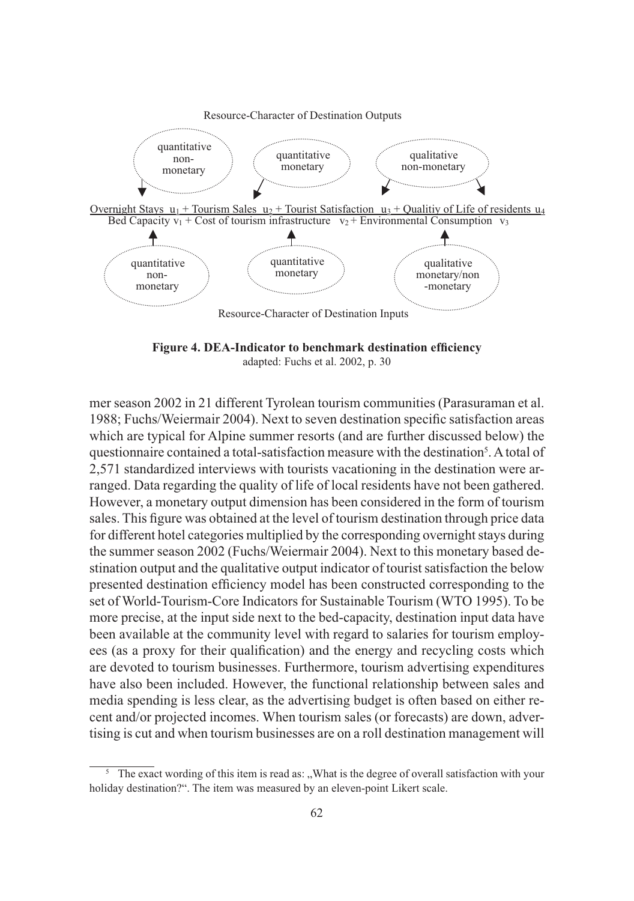Resource-Character of Destination Outputs

quantitative non-monetary | quantitative monetary | qualitative non-monetary

$$\frac{\text{Overnight Stays } u_1 + \text{Tourism Sales } u_2 + \text{Tourist Satisfaction } u_3 + \text{Qualitiy of Life of residents } u_4}{\text{Bed Capacity } v_1 + \text{Cost of tourism infrastructure } v_2 + \text{Environmental Consumption } v_3}$$

quantitative non-monetary | quantitative monetary | qualitative monetary/non-monetary

Resource-Character of Destination Inputs

**Figure 4. DEA-Indicator to benchmark destination efficiency**
adapted: Fuchs et al. 2002, p. 30

mer season 2002 in 21 different Tyrolean tourism communities (Parasuraman et al. 1988; Fuchs/Weiermair 2004). Next to seven destination specific satisfaction areas which are typical for Alpine summer resorts (and are further discussed below) the questionnaire contained a total-satisfaction measure with the destination[5]. A total of 2,571 standardized interviews with tourists vacationing in the destination were arranged. Data regarding the quality of life of local residents have not been gathered. However, a monetary output dimension has been considered in the form of tourism sales. This figure was obtained at the level of tourism destination through price data for different hotel categories multiplied by the corresponding overnight stays during the summer season 2002 (Fuchs/Weiermair 2004). Next to this monetary based destination output and the qualitative output indicator of tourist satisfaction the below presented destination efficiency model has been constructed corresponding to the set of World-Tourism-Core Indicators for Sustainable Tourism (WTO 1995). To be more precise, at the input side next to the bed-capacity, destination input data have been available at the community level with regard to salaries for tourism employees (as a proxy for their qualification) and the energy and recycling costs which are devoted to tourism businesses. Furthermore, tourism advertising expenditures have also been included. However, the functional relationship between sales and media spending is less clear, as the advertising budget is often based on either recent and/or projected incomes. When tourism sales (or forecasts) are down, advertising is cut and when tourism businesses are on a roll destination management will

[5] The exact wording of this item is read as: „What is the degree of overall satisfaction with your holiday destination?". The item was measured by an eleven-point Likert scale.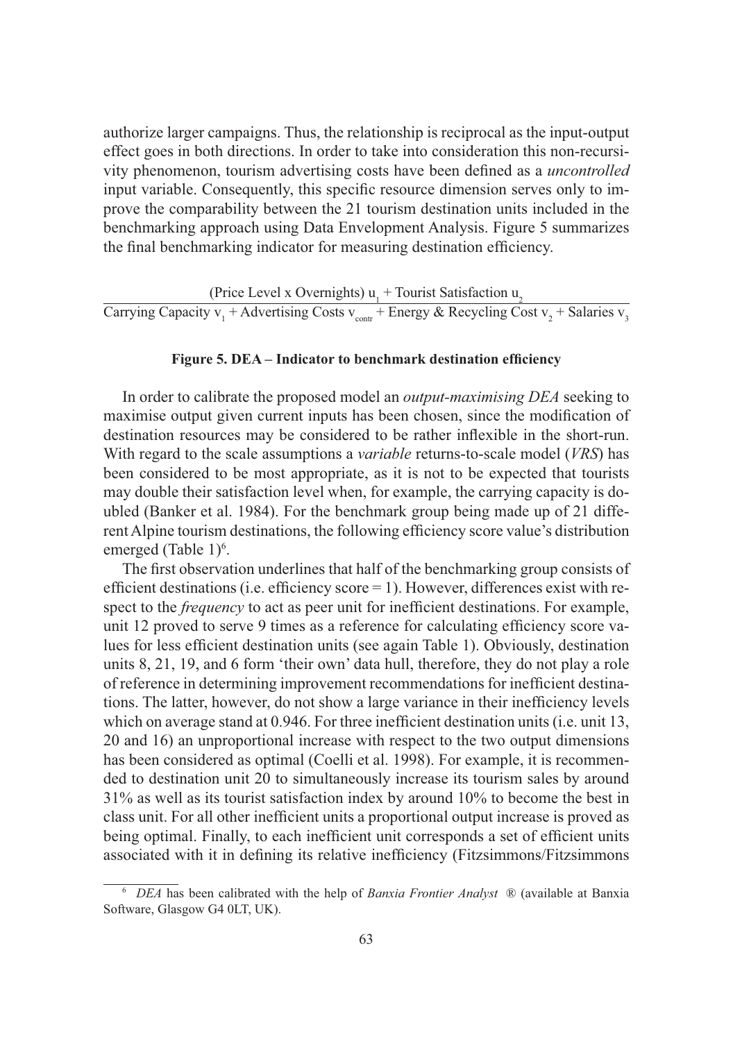authorize larger campaigns. Thus, the relationship is reciprocal as the input-output effect goes in both directions. In order to take into consideration this non-recursivity phenomenon, tourism advertising costs have been defined as a *uncontrolled* input variable. Consequently, this specific resource dimension serves only to improve the comparability between the 21 tourism destination units included in the benchmarking approach using Data Envelopment Analysis. Figure 5 summarizes the final benchmarking indicator for measuring destination efficiency.

$$\frac{(\text{Price Level x Overnights})\ u_1 + \text{Tourist Satisfaction}\ u_2}{\text{Carrying Capacity}\ v_1 + \text{Advertising Costs}\ v_{contr} + \text{Energy \& Recycling Cost}\ v_2 + \text{Salaries}\ v_3}$$

**Figure 5. DEA – Indicator to benchmark destination efficiency**

In order to calibrate the proposed model an *output-maximising DEA* seeking to maximise output given current inputs has been chosen, since the modification of destination resources may be considered to be rather inflexible in the short-run. With regard to the scale assumptions a *variable* returns-to-scale model (*VRS*) has been considered to be most appropriate, as it is not to be expected that tourists may double their satisfaction level when, for example, the carrying capacity is doubled (Banker et al. 1984). For the benchmark group being made up of 21 different Alpine tourism destinations, the following efficiency score value's distribution emerged (Table 1)[6].

The first observation underlines that half of the benchmarking group consists of efficient destinations (i.e. efficiency score = 1). However, differences exist with respect to the *frequency* to act as peer unit for inefficient destinations. For example, unit 12 proved to serve 9 times as a reference for calculating efficiency score values for less efficient destination units (see again Table 1). Obviously, destination units 8, 21, 19, and 6 form 'their own' data hull, therefore, they do not play a role of reference in determining improvement recommendations for inefficient destinations. The latter, however, do not show a large variance in their inefficiency levels which on average stand at 0.946. For three inefficient destination units (i.e. unit 13, 20 and 16) an unproportional increase with respect to the two output dimensions has been considered as optimal (Coelli et al. 1998). For example, it is recommended to destination unit 20 to simultaneously increase its tourism sales by around 31% as well as its tourist satisfaction index by around 10% to become the best in class unit. For all other inefficient units a proportional output increase is proved as being optimal. Finally, to each inefficient unit corresponds a set of efficient units associated with it in defining its relative inefficiency (Fitzsimmons/Fitzsimmons

[6] *DEA* has been calibrated with the help of *Banxia Frontier Analyst* ® (available at Banxia Software, Glasgow G4 0LT, UK).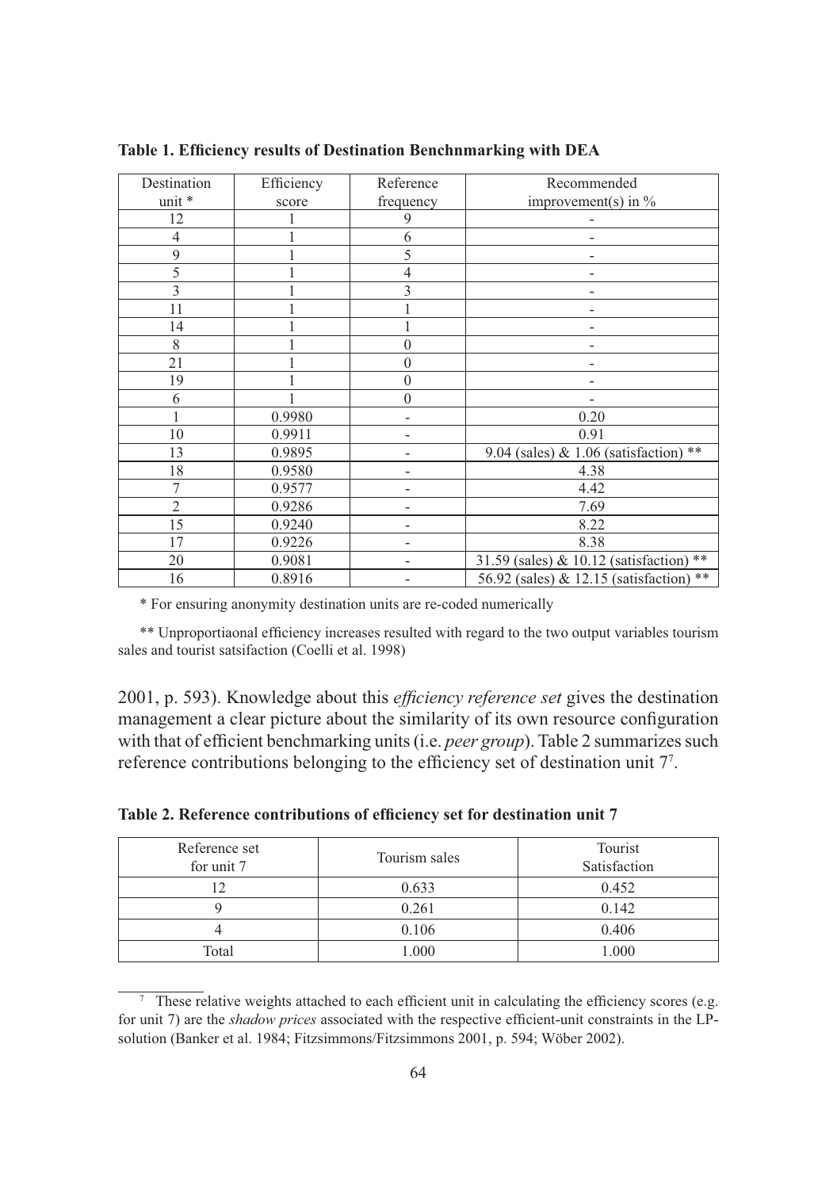**Table 1. Efficiency results of Destination Benchnmarking with DEA**

| Destination unit * | Efficiency score | Reference frequency | Recommended improvement(s) in % |
|---|---|---|---|
| 12 | 1 | 9 | - |
| 4 | 1 | 6 | - |
| 9 | 1 | 5 | - |
| 5 | 1 | 4 | - |
| 3 | 1 | 3 | - |
| 11 | 1 | 1 | - |
| 14 | 1 | 1 | - |
| 8 | 1 | 0 | - |
| 21 | 1 | 0 | - |
| 19 | 1 | 0 | - |
| 6 | 1 | 0 | - |
| 1 | 0.9980 | - | 0.20 |
| 10 | 0.9911 | - | 0.91 |
| 13 | 0.9895 | - | 9.04 (sales) & 1.06 (satisfaction) ** |
| 18 | 0.9580 | - | 4.38 |
| 7 | 0.9577 | - | 4.42 |
| 2 | 0.9286 | - | 7.69 |
| 15 | 0.9240 | - | 8.22 |
| 17 | 0.9226 | - | 8.38 |
| 20 | 0.9081 | - | 31.59 (sales) & 10.12 (satisfaction) ** |
| 16 | 0.8916 | - | 56.92 (sales) & 12.15 (satisfaction) ** |

\* For ensuring anonymity destination units are re-coded numerically

** Unproportiaonal efficiency increases resulted with regard to the two output variables tourism sales and tourist satsifaction (Coelli et al. 1998)

2001, p. 593). Knowledge about this *efficiency reference set* gives the destination management a clear picture about the similarity of its own resource configuration with that of efficient benchmarking units (i.e. *peer group*). Table 2 summarizes such reference contributions belonging to the efficiency set of destination unit 7[7].

**Table 2. Reference contributions of efficiency set for destination unit 7**

| Reference set for unit 7 | Tourism sales | Tourist Satisfaction |
|---|---|---|
| 12 | 0.633 | 0.452 |
| 9 | 0.261 | 0.142 |
| 4 | 0.106 | 0.406 |
| Total | 1.000 | 1.000 |

[7] These relative weights attached to each efficient unit in calculating the efficiency scores (e.g. for unit 7) are the *shadow prices* associated with the respective efficient-unit constraints in the LP-solution (Banker et al. 1984; Fitzsimmons/Fitzsimmons 2001, p. 594; Wöber 2002).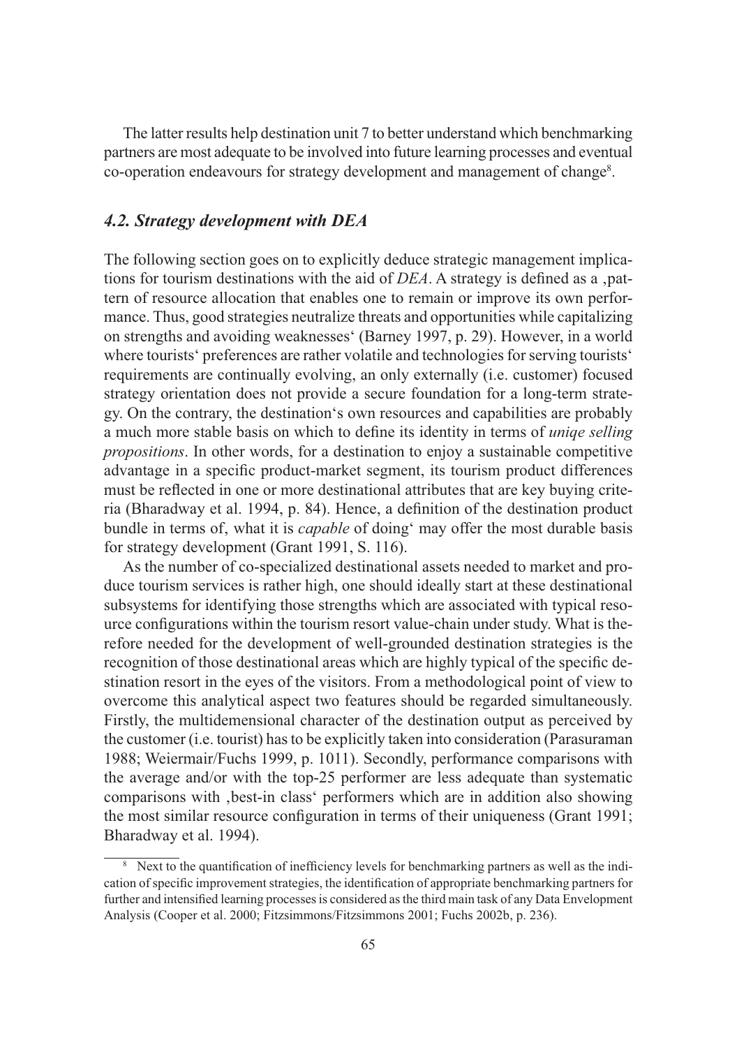The latter results help destination unit 7 to better understand which benchmarking partners are most adequate to be involved into future learning processes and eventual co-operation endeavours for strategy development and management of change[8].

### *4.2. Strategy development with DEA*

The following section goes on to explicitly deduce strategic management implications for tourism destinations with the aid of *DEA*. A strategy is defined as a ‚pattern of resource allocation that enables one to remain or improve its own performance. Thus, good strategies neutralize threats and opportunities while capitalizing on strengths and avoiding weaknesses‘ (Barney 1997, p. 29). However, in a world where tourists‘ preferences are rather volatile and technologies for serving tourists‘ requirements are continually evolving, an only externally (i.e. customer) focused strategy orientation does not provide a secure foundation for a long-term strategy. On the contrary, the destination‘s own resources and capabilities are probably a much more stable basis on which to define its identity in terms of *uniqe selling propositions*. In other words, for a destination to enjoy a sustainable competitive advantage in a specific product-market segment, its tourism product differences must be reflected in one or more destinational attributes that are key buying criteria (Bharadway et al. 1994, p. 84). Hence, a definition of the destination product bundle in terms of, what it is *capable* of doing‘ may offer the most durable basis for strategy development (Grant 1991, S. 116).

As the number of co-specialized destinational assets needed to market and produce tourism services is rather high, one should ideally start at these destinational subsystems for identifying those strengths which are associated with typical resource configurations within the tourism resort value-chain under study. What is therefore needed for the development of well-grounded destination strategies is the recognition of those destinational areas which are highly typical of the specific destination resort in the eyes of the visitors. From a methodological point of view to overcome this analytical aspect two features should be regarded simultaneously. Firstly, the multidemensional character of the destination output as perceived by the customer (i.e. tourist) has to be explicitly taken into consideration (Parasuraman 1988; Weiermair/Fuchs 1999, p. 1011). Secondly, performance comparisons with the average and/or with the top-25 performer are less adequate than systematic comparisons with ‚best-in class‘ performers which are in addition also showing the most similar resource configuration in terms of their uniqueness (Grant 1991; Bharadway et al. 1994).

[8] Next to the quantification of inefficiency levels for benchmarking partners as well as the indication of specific improvement strategies, the identification of appropriate benchmarking partners for further and intensified learning processes is considered as the third main task of any Data Envelopment Analysis (Cooper et al. 2000; Fitzsimmons/Fitzsimmons 2001; Fuchs 2002b, p. 236).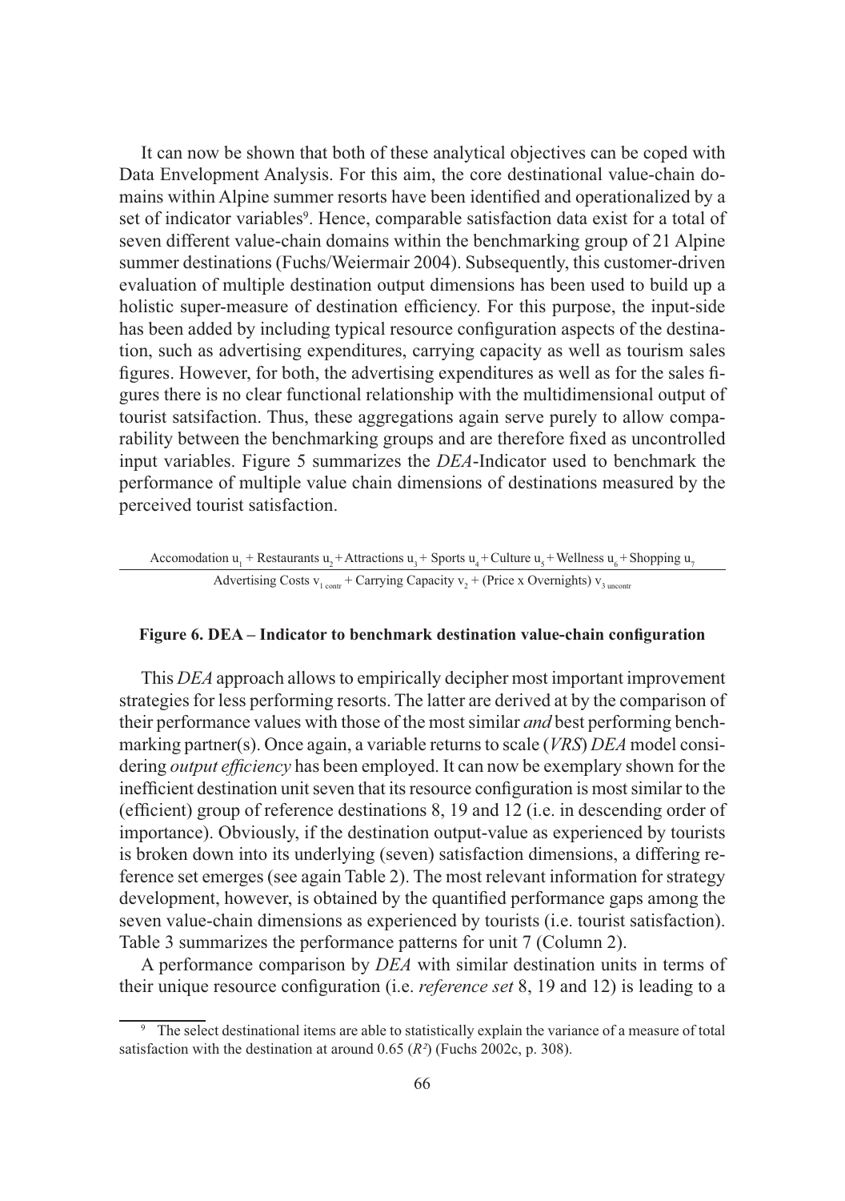It can now be shown that both of these analytical objectives can be coped with Data Envelopment Analysis. For this aim, the core destinational value-chain domains within Alpine summer resorts have been identified and operationalized by a set of indicator variables[9]. Hence, comparable satisfaction data exist for a total of seven different value-chain domains within the benchmarking group of 21 Alpine summer destinations (Fuchs/Weiermair 2004). Subsequently, this customer-driven evaluation of multiple destination output dimensions has been used to build up a holistic super-measure of destination efficiency. For this purpose, the input-side has been added by including typical resource configuration aspects of the destination, such as advertising expenditures, carrying capacity as well as tourism sales figures. However, for both, the advertising expenditures as well as for the sales figures there is no clear functional relationship with the multidimensional output of tourist satsifaction. Thus, these aggregations again serve purely to allow comparability between the benchmarking groups and are therefore fixed as uncontrolled input variables. Figure 5 summarizes the *DEA*-Indicator used to benchmark the performance of multiple value chain dimensions of destinations measured by the perceived tourist satisfaction.

$$\frac{\text{Accomodation } u_1 + \text{Restaurants } u_2 + \text{Attractions } u_3 + \text{Sports } u_4 + \text{Culture } u_5 + \text{Wellness } u_6 + \text{Shopping } u_7}{\text{Advertising Costs } v_{1\,contr} + \text{Carrying Capacity } v_2 + (\text{Price x Overnights})\ v_{3\,uncontr}}$$

**Figure 6. DEA – Indicator to benchmark destination value-chain configuration**

This *DEA* approach allows to empirically decipher most important improvement strategies for less performing resorts. The latter are derived at by the comparison of their performance values with those of the most similar *and* best performing benchmarking partner(s). Once again, a variable returns to scale (*VRS*) *DEA* model considering *output efficiency* has been employed. It can now be exemplary shown for the inefficient destination unit seven that its resource configuration is most similar to the (efficient) group of reference destinations 8, 19 and 12 (i.e. in descending order of importance). Obviously, if the destination output-value as experienced by tourists is broken down into its underlying (seven) satisfaction dimensions, a differing reference set emerges (see again Table 2). The most relevant information for strategy development, however, is obtained by the quantified performance gaps among the seven value-chain dimensions as experienced by tourists (i.e. tourist satisfaction). Table 3 summarizes the performance patterns for unit 7 (Column 2).

A performance comparison by *DEA* with similar destination units in terms of their unique resource configuration (i.e. *reference set* 8, 19 and 12) is leading to a

[9] The select destinational items are able to statistically explain the variance of a measure of total satisfaction with the destination at around 0.65 ($R^2$) (Fuchs 2002c, p. 308).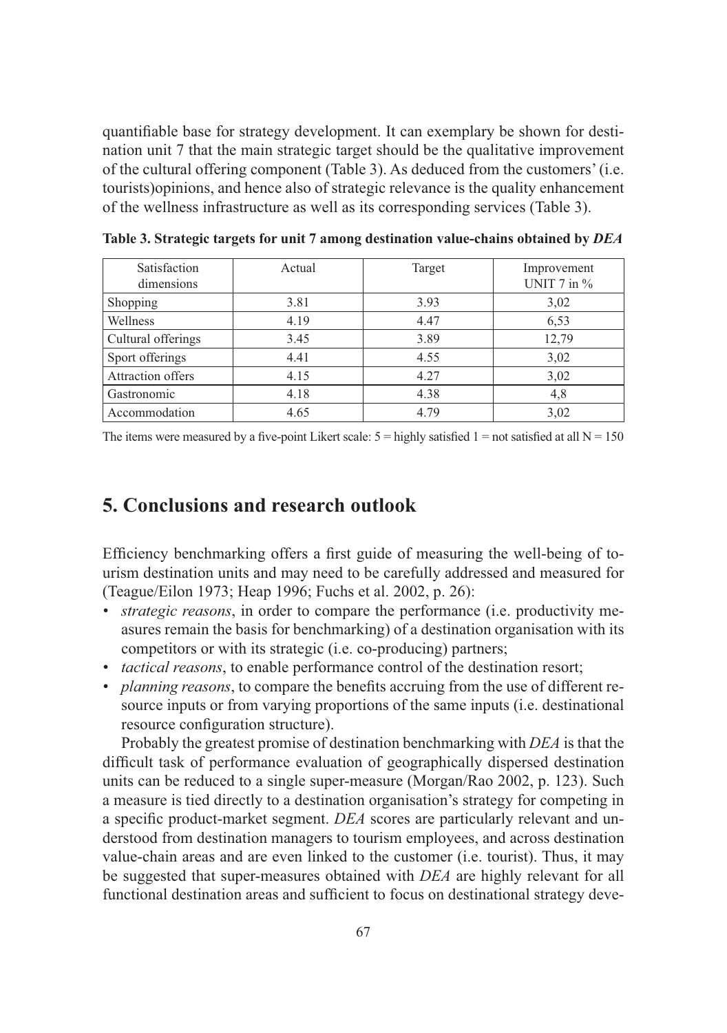quantifiable base for strategy development. It can exemplary be shown for destination unit 7 that the main strategic target should be the qualitative improvement of the cultural offering component (Table 3). As deduced from the customers' (i.e. tourists)opinions, and hence also of strategic relevance is the quality enhancement of the wellness infrastructure as well as its corresponding services (Table 3).

**Table 3. Strategic targets for unit 7 among destination value-chains obtained by *DEA***

| Satisfaction dimensions | Actual | Target | Improvement UNIT 7 in % |
|---|---|---|---|
| Shopping | 3.81 | 3.93 | 3,02 |
| Wellness | 4.19 | 4.47 | 6,53 |
| Cultural offerings | 3.45 | 3.89 | 12,79 |
| Sport offerings | 4.41 | 4.55 | 3,02 |
| Attraction offers | 4.15 | 4.27 | 3,02 |
| Gastronomic | 4.18 | 4.38 | 4,8 |
| Accommodation | 4.65 | 4.79 | 3,02 |

The items were measured by a five-point Likert scale: 5 = highly satisfied 1 = not satisfied at all N = 150

## 5. Conclusions and research outlook

Efficiency benchmarking offers a first guide of measuring the well-being of tourism destination units and may need to be carefully addressed and measured for (Teague/Eilon 1973; Heap 1996; Fuchs et al. 2002, p. 26):

- *strategic reasons*, in order to compare the performance (i.e. productivity measures remain the basis for benchmarking) of a destination organisation with its competitors or with its strategic (i.e. co-producing) partners;
- *tactical reasons*, to enable performance control of the destination resort;
- *planning reasons*, to compare the benefits accruing from the use of different resource inputs or from varying proportions of the same inputs (i.e. destinational resource configuration structure).

Probably the greatest promise of destination benchmarking with *DEA* is that the difficult task of performance evaluation of geographically dispersed destination units can be reduced to a single super-measure (Morgan/Rao 2002, p. 123). Such a measure is tied directly to a destination organisation's strategy for competing in a specific product-market segment. *DEA* scores are particularly relevant and understood from destination managers to tourism employees, and across destination value-chain areas and are even linked to the customer (i.e. tourist). Thus, it may be suggested that super-measures obtained with *DEA* are highly relevant for all functional destination areas and sufficient to focus on destinational strategy deve-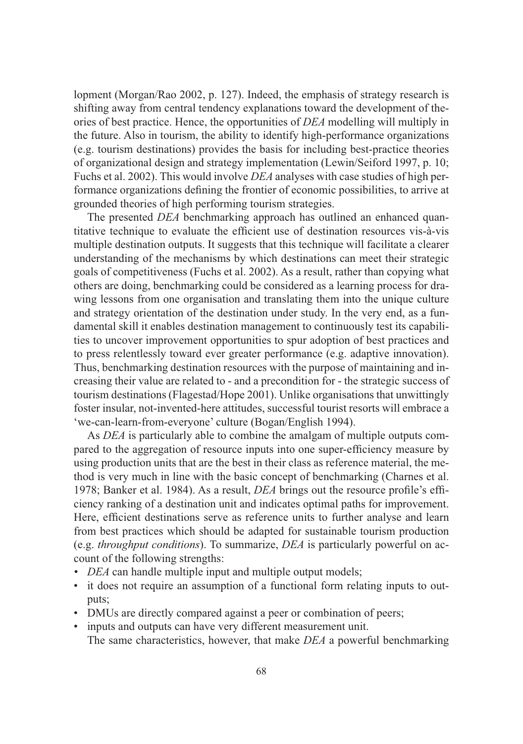lopment (Morgan/Rao 2002, p. 127). Indeed, the emphasis of strategy research is shifting away from central tendency explanations toward the development of theories of best practice. Hence, the opportunities of *DEA* modelling will multiply in the future. Also in tourism, the ability to identify high-performance organizations (e.g. tourism destinations) provides the basis for including best-practice theories of organizational design and strategy implementation (Lewin/Seiford 1997, p. 10; Fuchs et al. 2002). This would involve *DEA* analyses with case studies of high performance organizations defining the frontier of economic possibilities, to arrive at grounded theories of high performing tourism strategies.

The presented *DEA* benchmarking approach has outlined an enhanced quantitative technique to evaluate the efficient use of destination resources vis-à-vis multiple destination outputs. It suggests that this technique will facilitate a clearer understanding of the mechanisms by which destinations can meet their strategic goals of competitiveness (Fuchs et al. 2002). As a result, rather than copying what others are doing, benchmarking could be considered as a learning process for drawing lessons from one organisation and translating them into the unique culture and strategy orientation of the destination under study. In the very end, as a fundamental skill it enables destination management to continuously test its capabilities to uncover improvement opportunities to spur adoption of best practices and to press relentlessly toward ever greater performance (e.g. adaptive innovation). Thus, benchmarking destination resources with the purpose of maintaining and increasing their value are related to - and a precondition for - the strategic success of tourism destinations (Flagestad/Hope 2001). Unlike organisations that unwittingly foster insular, not-invented-here attitudes, successful tourist resorts will embrace a 'we-can-learn-from-everyone' culture (Bogan/English 1994).

As *DEA* is particularly able to combine the amalgam of multiple outputs compared to the aggregation of resource inputs into one super-efficiency measure by using production units that are the best in their class as reference material, the method is very much in line with the basic concept of benchmarking (Charnes et al. 1978; Banker et al. 1984). As a result, *DEA* brings out the resource profile's efficiency ranking of a destination unit and indicates optimal paths for improvement. Here, efficient destinations serve as reference units to further analyse and learn from best practices which should be adapted for sustainable tourism production (e.g. *throughput conditions*). To summarize, *DEA* is particularly powerful on account of the following strengths:

- *DEA* can handle multiple input and multiple output models;
- it does not require an assumption of a functional form relating inputs to outputs;
- DMUs are directly compared against a peer or combination of peers;
- inputs and outputs can have very different measurement unit.

The same characteristics, however, that make *DEA* a powerful benchmarking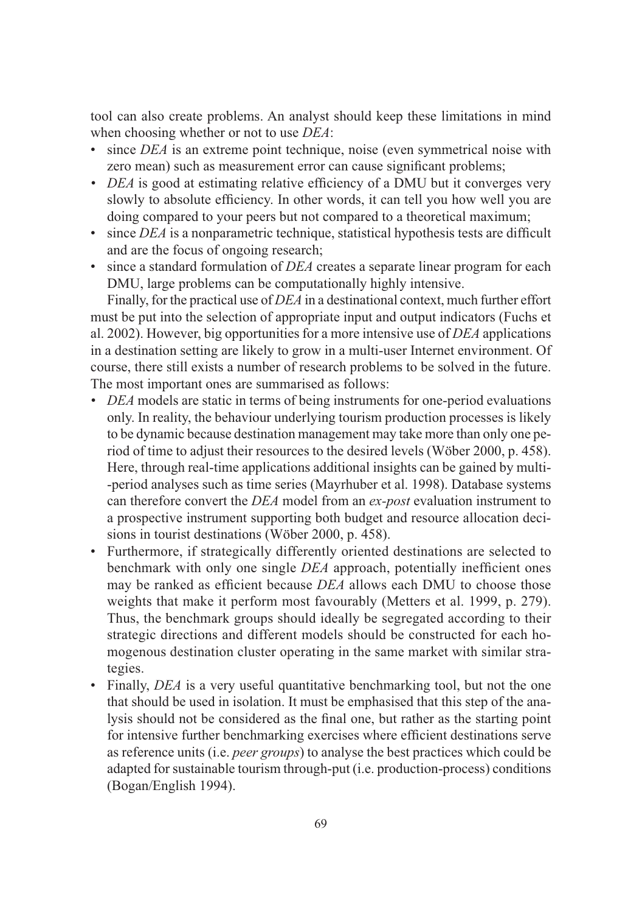tool can also create problems. An analyst should keep these limitations in mind when choosing whether or not to use *DEA*:

- since *DEA* is an extreme point technique, noise (even symmetrical noise with zero mean) such as measurement error can cause significant problems;
- *DEA* is good at estimating relative efficiency of a DMU but it converges very slowly to absolute efficiency. In other words, it can tell you how well you are doing compared to your peers but not compared to a theoretical maximum;
- since *DEA* is a nonparametric technique, statistical hypothesis tests are difficult and are the focus of ongoing research;
- since a standard formulation of *DEA* creates a separate linear program for each DMU, large problems can be computationally highly intensive.

Finally, for the practical use of *DEA* in a destinational context, much further effort must be put into the selection of appropriate input and output indicators (Fuchs et al. 2002). However, big opportunities for a more intensive use of *DEA* applications in a destination setting are likely to grow in a multi-user Internet environment. Of course, there still exists a number of research problems to be solved in the future. The most important ones are summarised as follows:

- *DEA* models are static in terms of being instruments for one-period evaluations only. In reality, the behaviour underlying tourism production processes is likely to be dynamic because destination management may take more than only one period of time to adjust their resources to the desired levels (Wöber 2000, p. 458). Here, through real-time applications additional insights can be gained by multi-period analyses such as time series (Mayrhuber et al. 1998). Database systems can therefore convert the *DEA* model from an *ex-post* evaluation instrument to a prospective instrument supporting both budget and resource allocation decisions in tourist destinations (Wöber 2000, p. 458).
- Furthermore, if strategically differently oriented destinations are selected to benchmark with only one single *DEA* approach, potentially inefficient ones may be ranked as efficient because *DEA* allows each DMU to choose those weights that make it perform most favourably (Metters et al. 1999, p. 279). Thus, the benchmark groups should ideally be segregated according to their strategic directions and different models should be constructed for each homogenous destination cluster operating in the same market with similar strategies.
- Finally, *DEA* is a very useful quantitative benchmarking tool, but not the one that should be used in isolation. It must be emphasised that this step of the analysis should not be considered as the final one, but rather as the starting point for intensive further benchmarking exercises where efficient destinations serve as reference units (i.e. *peer groups*) to analyse the best practices which could be adapted for sustainable tourism through-put (i.e. production-process) conditions (Bogan/English 1994).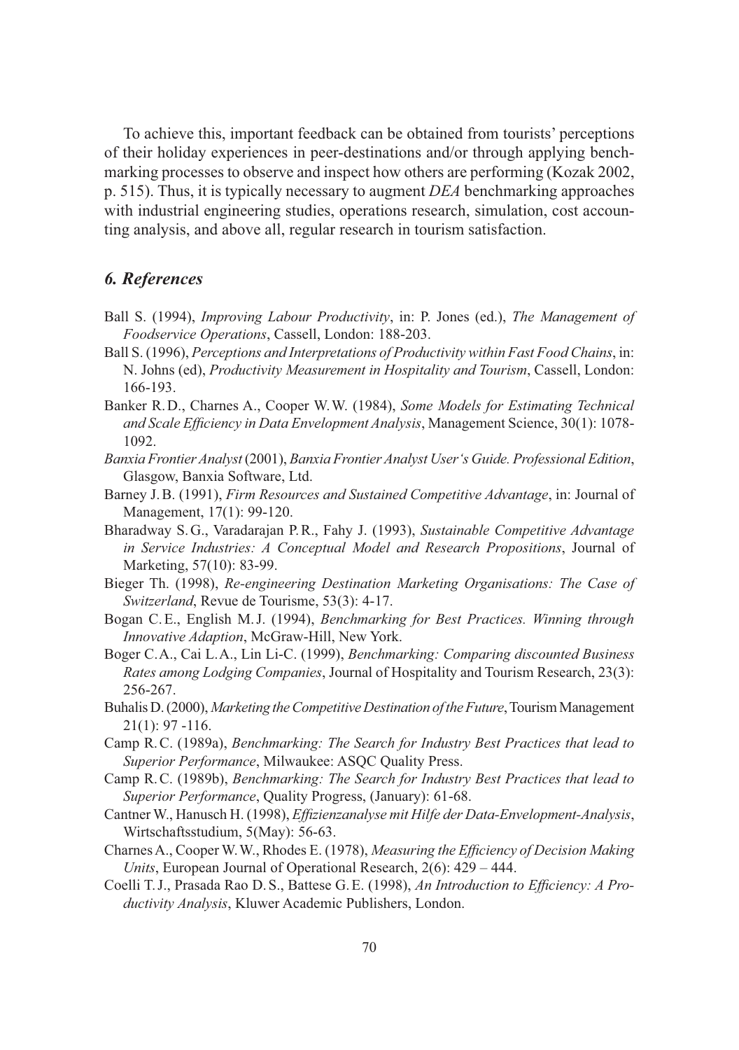To achieve this, important feedback can be obtained from tourists' perceptions of their holiday experiences in peer-destinations and/or through applying benchmarking processes to observe and inspect how others are performing (Kozak 2002, p. 515). Thus, it is typically necessary to augment *DEA* benchmarking approaches with industrial engineering studies, operations research, simulation, cost accounting analysis, and above all, regular research in tourism satisfaction.

## *6. References*

Ball S. (1994), *Improving Labour Productivity*, in: P. Jones (ed.), *The Management of Foodservice Operations*, Cassell, London: 188-203.

Ball S. (1996), *Perceptions and Interpretations of Productivity within Fast Food Chains*, in: N. Johns (ed), *Productivity Measurement in Hospitality and Tourism*, Cassell, London: 166-193.

Banker R. D., Charnes A., Cooper W. W. (1984), *Some Models for Estimating Technical and Scale Efficiency in Data Envelopment Analysis*, Management Science, 30(1): 1078-1092.

*Banxia Frontier Analyst* (2001), *Banxia Frontier Analyst User's Guide. Professional Edition*, Glasgow, Banxia Software, Ltd.

Barney J. B. (1991), *Firm Resources and Sustained Competitive Advantage*, in: Journal of Management, 17(1): 99-120.

Bharadway S. G., Varadarajan P. R., Fahy J. (1993), *Sustainable Competitive Advantage in Service Industries: A Conceptual Model and Research Propositions*, Journal of Marketing, 57(10): 83-99.

Bieger Th. (1998), *Re-engineering Destination Marketing Organisations: The Case of Switzerland*, Revue de Tourisme, 53(3): 4-17.

Bogan C. E., English M. J. (1994), *Benchmarking for Best Practices. Winning through Innovative Adaption*, McGraw-Hill, New York.

Boger C. A., Cai L. A., Lin Li-C. (1999), *Benchmarking: Comparing discounted Business Rates among Lodging Companies*, Journal of Hospitality and Tourism Research, 23(3): 256-267.

Buhalis D. (2000), *Marketing the Competitive Destination of the Future*, Tourism Management 21(1): 97 -116.

Camp R. C. (1989a), *Benchmarking: The Search for Industry Best Practices that lead to Superior Performance*, Milwaukee: ASQC Quality Press.

Camp R. C. (1989b), *Benchmarking: The Search for Industry Best Practices that lead to Superior Performance*, Quality Progress, (January): 61-68.

Cantner W., Hanusch H. (1998), *Effizienzanalyse mit Hilfe der Data-Envelopment-Analysis*, Wirtschaftsstudium, 5(May): 56-63.

Charnes A., Cooper W. W., Rhodes E. (1978), *Measuring the Efficiency of Decision Making Units*, European Journal of Operational Research, 2(6): 429 – 444.

Coelli T. J., Prasada Rao D. S., Battese G. E. (1998), *An Introduction to Efficiency: A Productivity Analysis*, Kluwer Academic Publishers, London.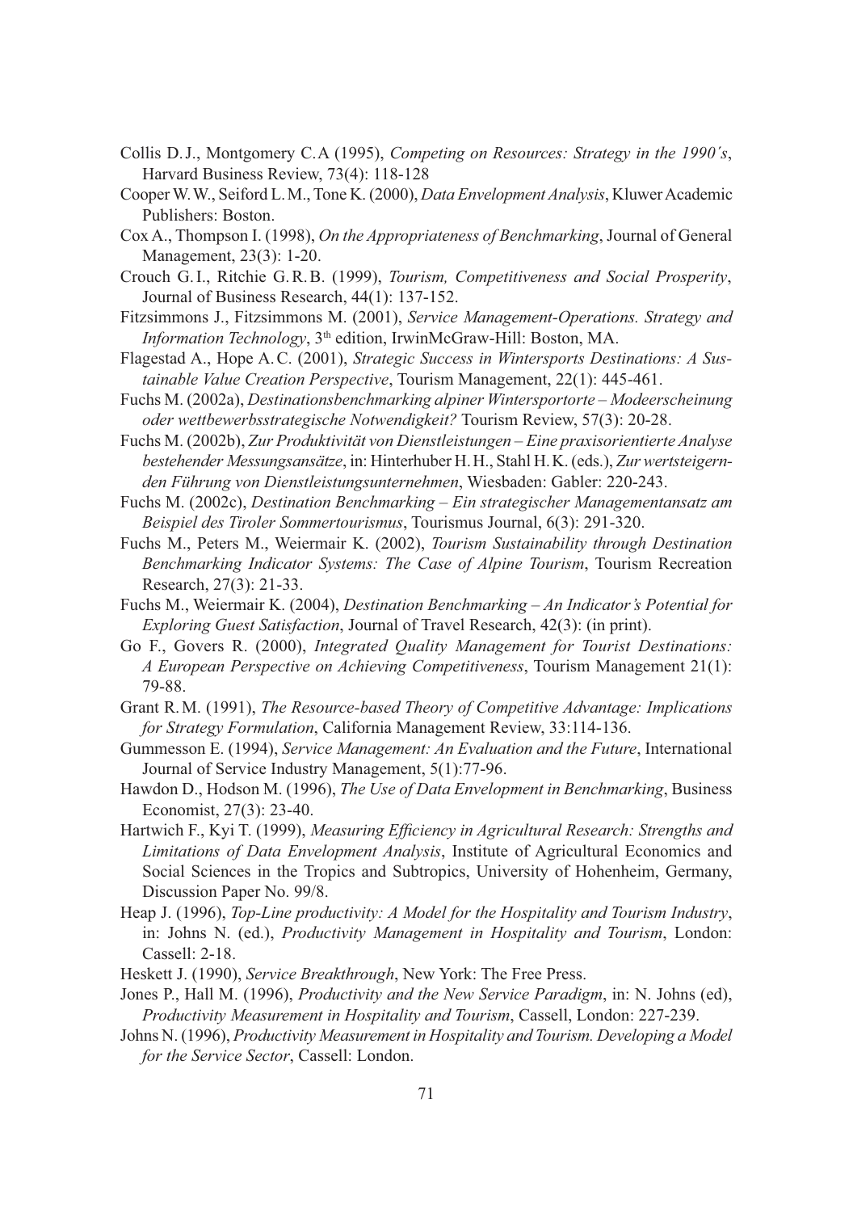Collis D.J., Montgomery C.A (1995), *Competing on Resources: Strategy in the 1990´s*, Harvard Business Review, 73(4): 118-128

Cooper W.W., Seiford L.M., Tone K. (2000), *Data Envelopment Analysis*, Kluwer Academic Publishers: Boston.

Cox A., Thompson I. (1998), *On the Appropriateness of Benchmarking*, Journal of General Management, 23(3): 1-20.

Crouch G.I., Ritchie G.R.B. (1999), *Tourism, Competitiveness and Social Prosperity*, Journal of Business Research, 44(1): 137-152.

Fitzsimmons J., Fitzsimmons M. (2001), *Service Management-Operations. Strategy and Information Technology*, 3th edition, IrwinMcGraw-Hill: Boston, MA.

Flagestad A., Hope A.C. (2001), *Strategic Success in Wintersports Destinations: A Sustainable Value Creation Perspective*, Tourism Management, 22(1): 445-461.

Fuchs M. (2002a), *Destinationsbenchmarking alpiner Wintersportorte – Modeerscheinung oder wettbewerbsstrategische Notwendigkeit?* Tourism Review, 57(3): 20-28.

Fuchs M. (2002b), *Zur Produktivität von Dienstleistungen – Eine praxisorientierte Analyse bestehender Messungsansätze*, in: Hinterhuber H.H., Stahl H.K. (eds.), *Zur wertsteigernden Führung von Dienstleistungsunternehmen*, Wiesbaden: Gabler: 220-243.

Fuchs M. (2002c), *Destination Benchmarking – Ein strategischer Managementansatz am Beispiel des Tiroler Sommertourismus*, Tourismus Journal, 6(3): 291-320.

Fuchs M., Peters M., Weiermair K. (2002), *Tourism Sustainability through Destination Benchmarking Indicator Systems: The Case of Alpine Tourism*, Tourism Recreation Research, 27(3): 21-33.

Fuchs M., Weiermair K. (2004), *Destination Benchmarking – An Indicator's Potential for Exploring Guest Satisfaction*, Journal of Travel Research, 42(3): (in print).

Go F., Govers R. (2000), *Integrated Quality Management for Tourist Destinations: A European Perspective on Achieving Competitiveness*, Tourism Management 21(1): 79-88.

Grant R.M. (1991), *The Resource-based Theory of Competitive Advantage: Implications for Strategy Formulation*, California Management Review, 33:114-136.

Gummesson E. (1994), *Service Management: An Evaluation and the Future*, International Journal of Service Industry Management, 5(1):77-96.

Hawdon D., Hodson M. (1996), *The Use of Data Envelopment in Benchmarking*, Business Economist, 27(3): 23-40.

Hartwich F., Kyi T. (1999), *Measuring Efficiency in Agricultural Research: Strengths and Limitations of Data Envelopment Analysis*, Institute of Agricultural Economics and Social Sciences in the Tropics and Subtropics, University of Hohenheim, Germany, Discussion Paper No. 99/8.

Heap J. (1996), *Top-Line productivity: A Model for the Hospitality and Tourism Industry*, in: Johns N. (ed.), *Productivity Management in Hospitality and Tourism*, London: Cassell: 2-18.

Heskett J. (1990), *Service Breakthrough*, New York: The Free Press.

Jones P., Hall M. (1996), *Productivity and the New Service Paradigm*, in: N. Johns (ed), *Productivity Measurement in Hospitality and Tourism*, Cassell, London: 227-239.

Johns N. (1996), *Productivity Measurement in Hospitality and Tourism. Developing a Model for the Service Sector*, Cassell: London.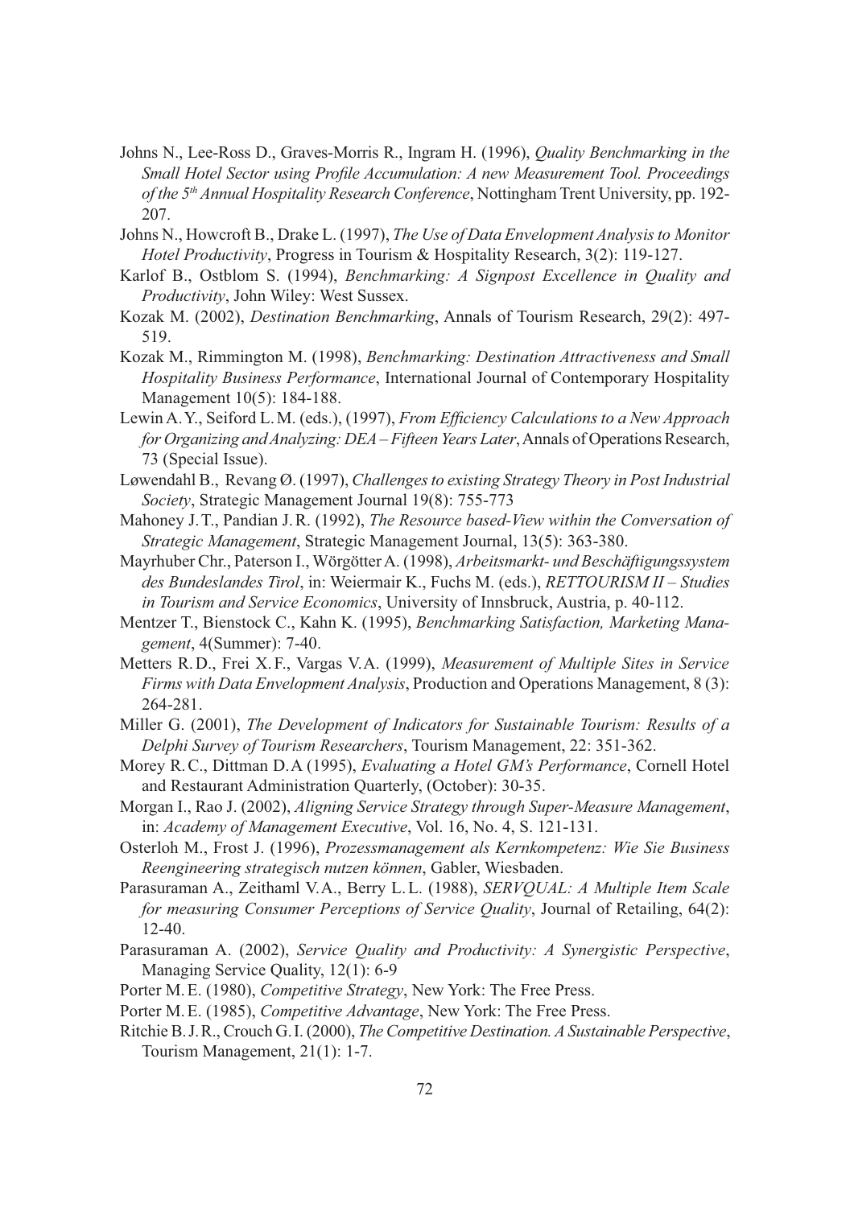Johns N., Lee-Ross D., Graves-Morris R., Ingram H. (1996), *Quality Benchmarking in the Small Hotel Sector using Profile Accumulation: A new Measurement Tool. Proceedings of the 5th Annual Hospitality Research Conference*, Nottingham Trent University, pp. 192-207.

Johns N., Howcroft B., Drake L. (1997), *The Use of Data Envelopment Analysis to Monitor Hotel Productivity*, Progress in Tourism & Hospitality Research, 3(2): 119-127.

Karlof B., Ostblom S. (1994), *Benchmarking: A Signpost Excellence in Quality and Productivity*, John Wiley: West Sussex.

Kozak M. (2002), *Destination Benchmarking*, Annals of Tourism Research, 29(2): 497-519.

Kozak M., Rimmington M. (1998), *Benchmarking: Destination Attractiveness and Small Hospitality Business Performance*, International Journal of Contemporary Hospitality Management 10(5): 184-188.

Lewin A. Y., Seiford L. M. (eds.), (1997), *From Efficiency Calculations to a New Approach for Organizing and Analyzing: DEA – Fifteen Years Later*, Annals of Operations Research, 73 (Special Issue).

Løwendahl B., Revang Ø. (1997), *Challenges to existing Strategy Theory in Post Industrial Society*, Strategic Management Journal 19(8): 755-773

Mahoney J. T., Pandian J. R. (1992), *The Resource based-View within the Conversation of Strategic Management*, Strategic Management Journal, 13(5): 363-380.

Mayrhuber Chr., Paterson I., Wörgötter A. (1998), *Arbeitsmarkt- und Beschäftigungssystem des Bundeslandes Tirol*, in: Weiermair K., Fuchs M. (eds.), *RETTOURISM II – Studies in Tourism and Service Economics*, University of Innsbruck, Austria, p. 40-112.

Mentzer T., Bienstock C., Kahn K. (1995), *Benchmarking Satisfaction, Marketing Management*, 4(Summer): 7-40.

Metters R. D., Frei X. F., Vargas V. A. (1999), *Measurement of Multiple Sites in Service Firms with Data Envelopment Analysis*, Production and Operations Management, 8 (3): 264-281.

Miller G. (2001), *The Development of Indicators for Sustainable Tourism: Results of a Delphi Survey of Tourism Researchers*, Tourism Management, 22: 351-362.

Morey R. C., Dittman D. A (1995), *Evaluating a Hotel GM's Performance*, Cornell Hotel and Restaurant Administration Quarterly, (October): 30-35.

Morgan I., Rao J. (2002), *Aligning Service Strategy through Super-Measure Management*, in: *Academy of Management Executive*, Vol. 16, No. 4, S. 121-131.

Osterloh M., Frost J. (1996), *Prozessmanagement als Kernkompetenz: Wie Sie Business Reengineering strategisch nutzen können*, Gabler, Wiesbaden.

Parasuraman A., Zeithaml V. A., Berry L. L. (1988), *SERVQUAL: A Multiple Item Scale for measuring Consumer Perceptions of Service Quality*, Journal of Retailing, 64(2): 12-40.

Parasuraman A. (2002), *Service Quality and Productivity: A Synergistic Perspective*, Managing Service Quality, 12(1): 6-9

Porter M. E. (1980), *Competitive Strategy*, New York: The Free Press.

Porter M. E. (1985), *Competitive Advantage*, New York: The Free Press.

Ritchie B. J. R., Crouch G. I. (2000), *The Competitive Destination. A Sustainable Perspective*, Tourism Management, 21(1): 1-7.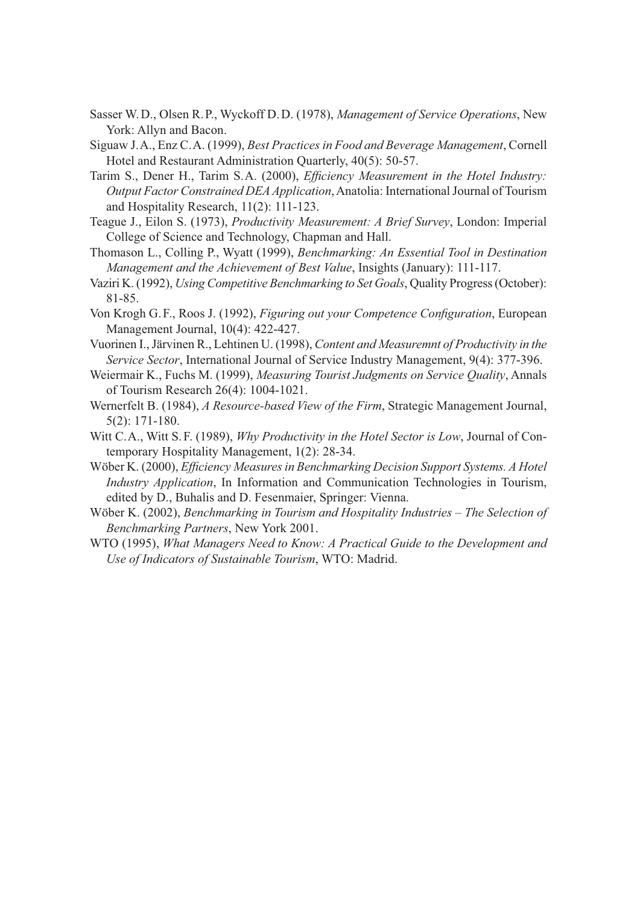Sasser W. D., Olsen R. P., Wyckoff D. D. (1978), *Management of Service Operations*, New York: Allyn and Bacon.

Siguaw J. A., Enz C. A. (1999), *Best Practices in Food and Beverage Management*, Cornell Hotel and Restaurant Administration Quarterly, 40(5): 50-57.

Tarim S., Dener H., Tarim S. A. (2000), *Efficiency Measurement in the Hotel Industry: Output Factor Constrained DEA Application*, Anatolia: International Journal of Tourism and Hospitality Research, 11(2): 111-123.

Teague J., Eilon S. (1973), *Productivity Measurement: A Brief Survey*, London: Imperial College of Science and Technology, Chapman and Hall.

Thomason L., Colling P., Wyatt (1999), *Benchmarking: An Essential Tool in Destination Management and the Achievement of Best Value*, Insights (January): 111-117.

Vaziri K. (1992), *Using Competitive Benchmarking to Set Goals*, Quality Progress (October): 81-85.

Von Krogh G. F., Roos J. (1992), *Figuring out your Competence Configuration*, European Management Journal, 10(4): 422-427.

Vuorinen I., Järvinen R., Lehtinen U. (1998), *Content and Measuremnt of Productivity in the Service Sector*, International Journal of Service Industry Management, 9(4): 377-396.

Weiermair K., Fuchs M. (1999), *Measuring Tourist Judgments on Service Quality*, Annals of Tourism Research 26(4): 1004-1021.

Wernerfelt B. (1984), *A Resource-based View of the Firm*, Strategic Management Journal, 5(2): 171-180.

Witt C. A., Witt S. F. (1989), *Why Productivity in the Hotel Sector is Low*, Journal of Contemporary Hospitality Management, 1(2): 28-34.

Wöber K. (2000), *Efficiency Measures in Benchmarking Decision Support Systems. A Hotel Industry Application*, In Information and Communication Technologies in Tourism, edited by D., Buhalis and D. Fesenmaier, Springer: Vienna.

Wöber K. (2002), *Benchmarking in Tourism and Hospitality Industries – The Selection of Benchmarking Partners*, New York 2001.

WTO (1995), *What Managers Need to Know: A Practical Guide to the Development and Use of Indicators of Sustainable Tourism*, WTO: Madrid.